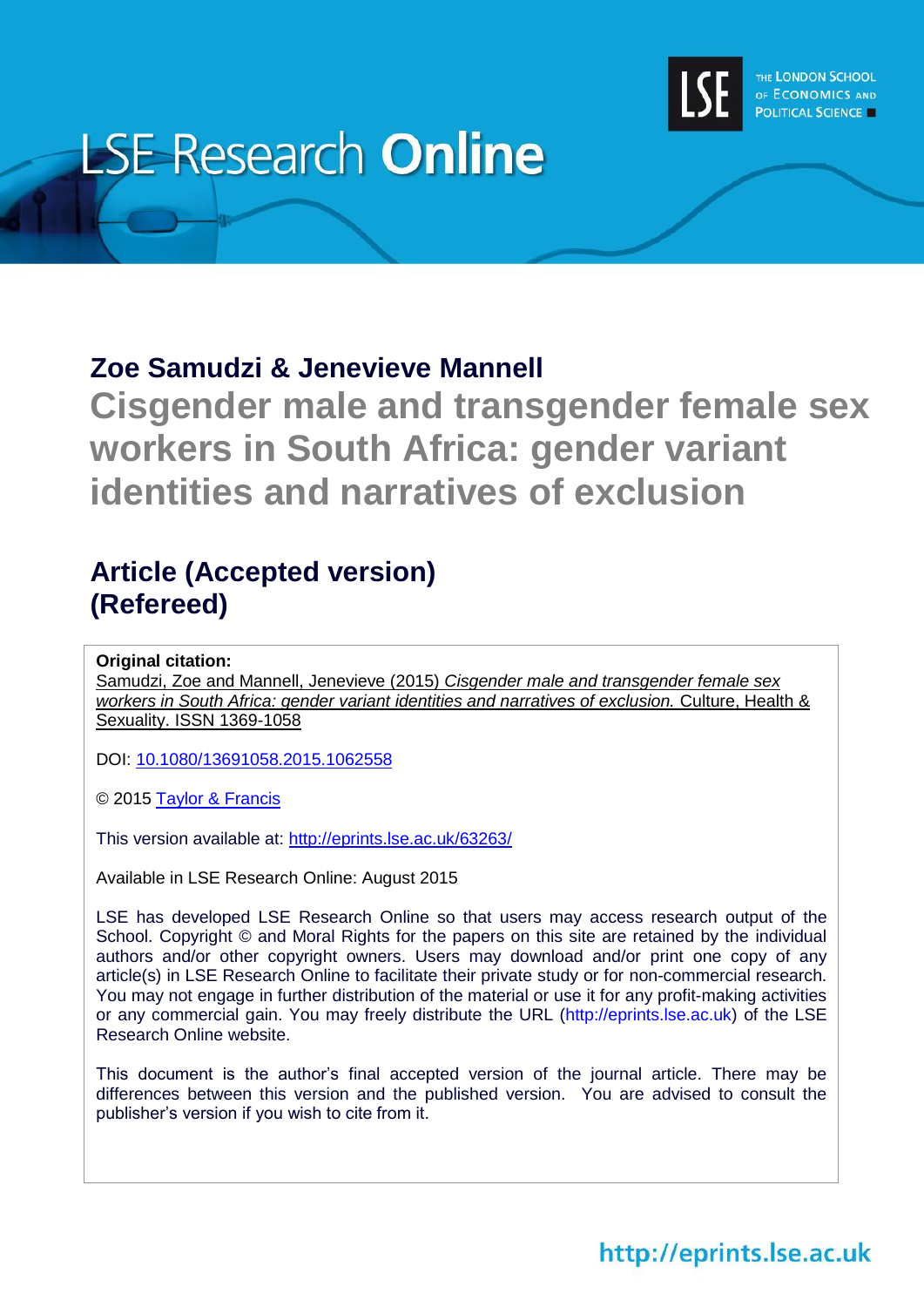LSE Research **Online**

THE LONDON SCHOOL OF ECONOMICS AND POLITICAL SCIENCE

## Zoe Samudzi & Jenevieve Mannell

# Cisgender male and transgender female sex workers in South Africa: gender variant identities and narratives of exclusion

## Article (Accepted version) (Refereed)

**Original citation:**
Samudzi, Zoe and Mannell, Jenevieve (2015) *Cisgender male and transgender female sex workers in South Africa: gender variant identities and narratives of exclusion.* Culture, Health & Sexuality. ISSN 1369-1058

DOI: 10.1080/13691058.2015.1062558

© 2015 Taylor & Francis

This version available at: http://eprints.lse.ac.uk/63263/

Available in LSE Research Online: August 2015

LSE has developed LSE Research Online so that users may access research output of the School. Copyright © and Moral Rights for the papers on this site are retained by the individual authors and/or other copyright owners. Users may download and/or print one copy of any article(s) in LSE Research Online to facilitate their private study or for non-commercial research. You may not engage in further distribution of the material or use it for any profit-making activities or any commercial gain. You may freely distribute the URL (http://eprints.lse.ac.uk) of the LSE Research Online website.

This document is the author's final accepted version of the journal article. There may be differences between this version and the published version. You are advised to consult the publisher's version if you wish to cite from it.

http://eprints.lse.ac.uk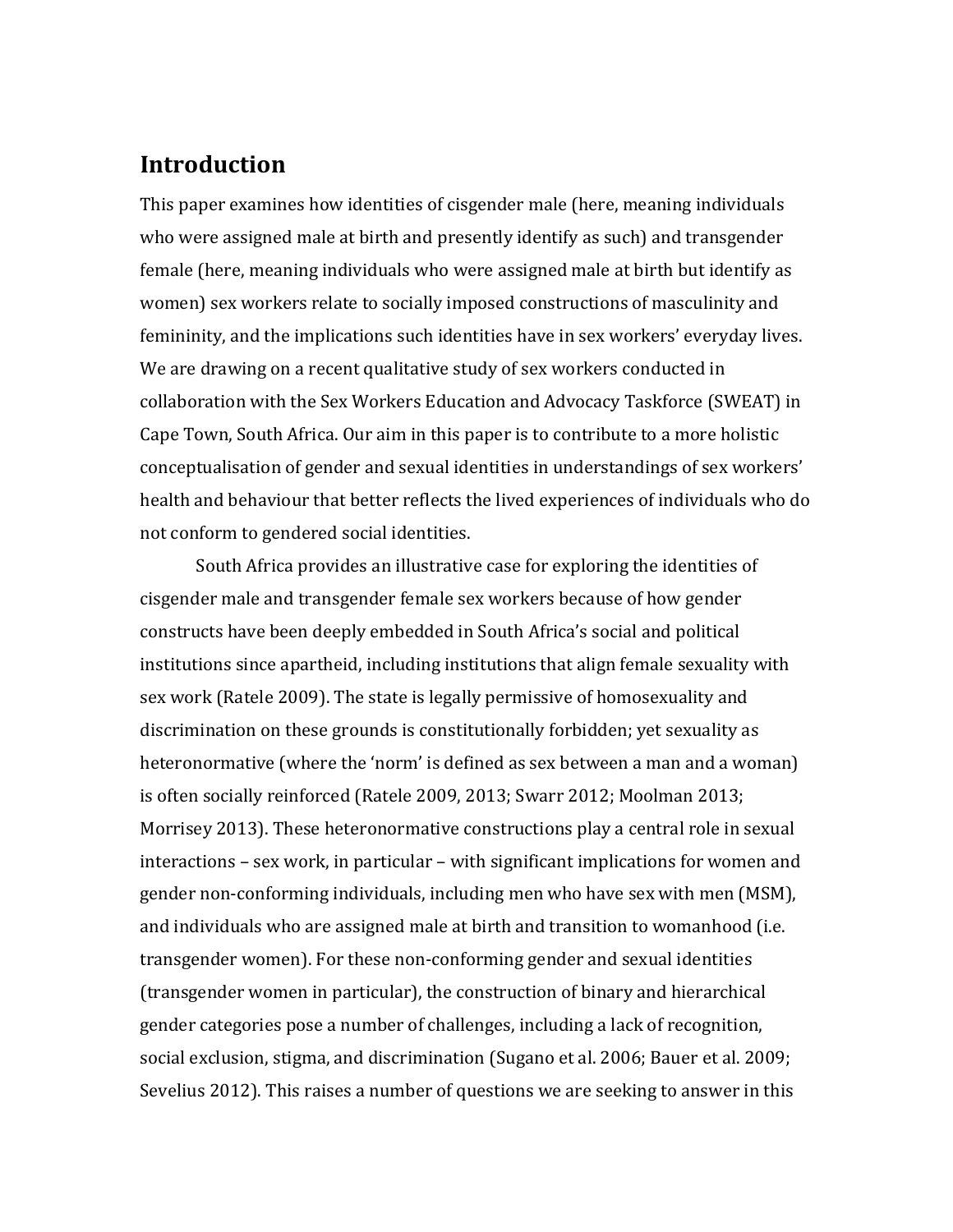## Introduction

This paper examines how identities of cisgender male (here, meaning individuals who were assigned male at birth and presently identify as such) and transgender female (here, meaning individuals who were assigned male at birth but identify as women) sex workers relate to socially imposed constructions of masculinity and femininity, and the implications such identities have in sex workers' everyday lives. We are drawing on a recent qualitative study of sex workers conducted in collaboration with the Sex Workers Education and Advocacy Taskforce (SWEAT) in Cape Town, South Africa. Our aim in this paper is to contribute to a more holistic conceptualisation of gender and sexual identities in understandings of sex workers' health and behaviour that better reflects the lived experiences of individuals who do not conform to gendered social identities.

South Africa provides an illustrative case for exploring the identities of cisgender male and transgender female sex workers because of how gender constructs have been deeply embedded in South Africa's social and political institutions since apartheid, including institutions that align female sexuality with sex work (Ratele 2009). The state is legally permissive of homosexuality and discrimination on these grounds is constitutionally forbidden; yet sexuality as heteronormative (where the 'norm' is defined as sex between a man and a woman) is often socially reinforced (Ratele 2009, 2013; Swarr 2012; Moolman 2013; Morrisey 2013). These heteronormative constructions play a central role in sexual interactions – sex work, in particular – with significant implications for women and gender non-conforming individuals, including men who have sex with men (MSM), and individuals who are assigned male at birth and transition to womanhood (i.e. transgender women). For these non-conforming gender and sexual identities (transgender women in particular), the construction of binary and hierarchical gender categories pose a number of challenges, including a lack of recognition, social exclusion, stigma, and discrimination (Sugano et al. 2006; Bauer et al. 2009; Sevelius 2012). This raises a number of questions we are seeking to answer in this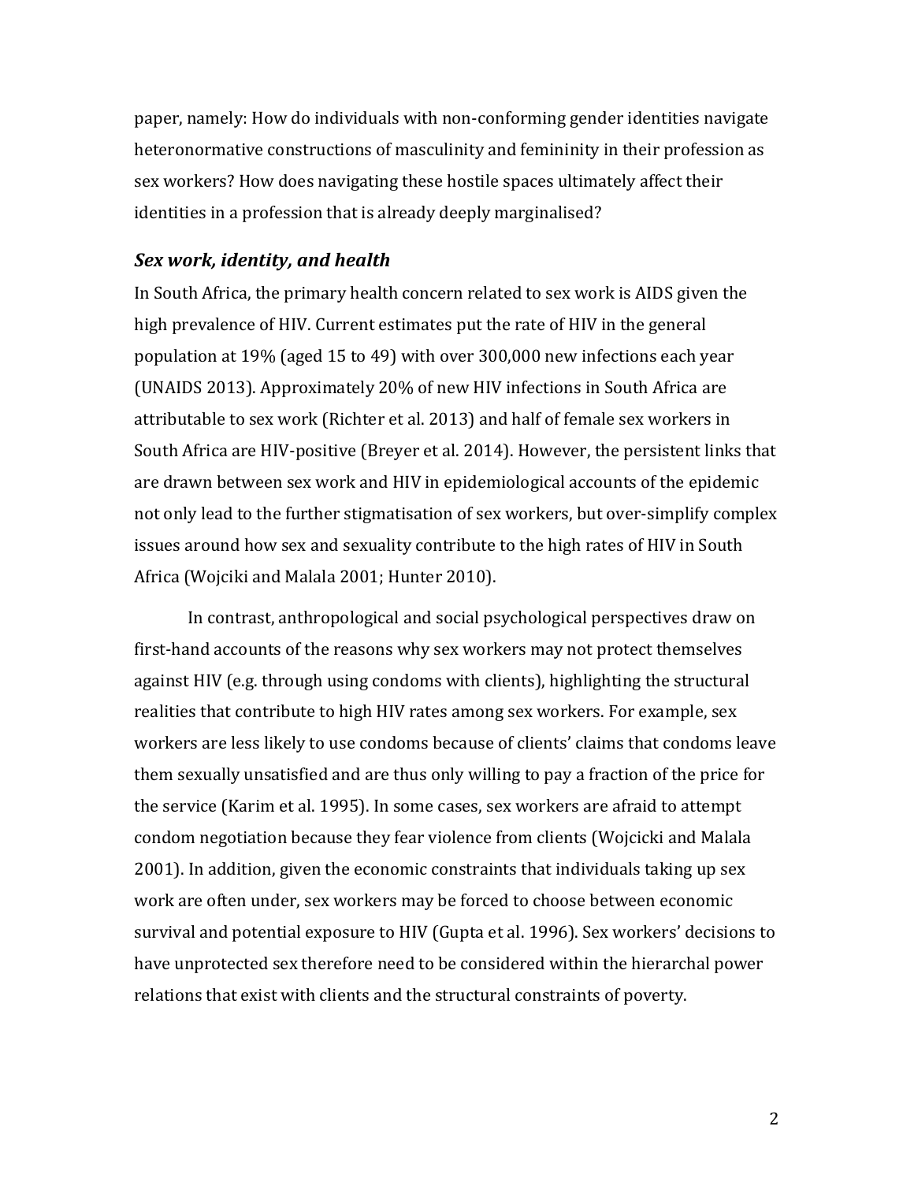paper, namely: How do individuals with non-conforming gender identities navigate heteronormative constructions of masculinity and femininity in their profession as sex workers? How does navigating these hostile spaces ultimately affect their identities in a profession that is already deeply marginalised?

### *Sex work, identity, and health*

In South Africa, the primary health concern related to sex work is AIDS given the high prevalence of HIV. Current estimates put the rate of HIV in the general population at 19% (aged 15 to 49) with over 300,000 new infections each year (UNAIDS 2013). Approximately 20% of new HIV infections in South Africa are attributable to sex work (Richter et al. 2013) and half of female sex workers in South Africa are HIV-positive (Breyer et al. 2014). However, the persistent links that are drawn between sex work and HIV in epidemiological accounts of the epidemic not only lead to the further stigmatisation of sex workers, but over-simplify complex issues around how sex and sexuality contribute to the high rates of HIV in South Africa (Wojciki and Malala 2001; Hunter 2010).

In contrast, anthropological and social psychological perspectives draw on first-hand accounts of the reasons why sex workers may not protect themselves against HIV (e.g. through using condoms with clients), highlighting the structural realities that contribute to high HIV rates among sex workers. For example, sex workers are less likely to use condoms because of clients' claims that condoms leave them sexually unsatisfied and are thus only willing to pay a fraction of the price for the service (Karim et al. 1995). In some cases, sex workers are afraid to attempt condom negotiation because they fear violence from clients (Wojcicki and Malala 2001). In addition, given the economic constraints that individuals taking up sex work are often under, sex workers may be forced to choose between economic survival and potential exposure to HIV (Gupta et al. 1996). Sex workers' decisions to have unprotected sex therefore need to be considered within the hierarchal power relations that exist with clients and the structural constraints of poverty.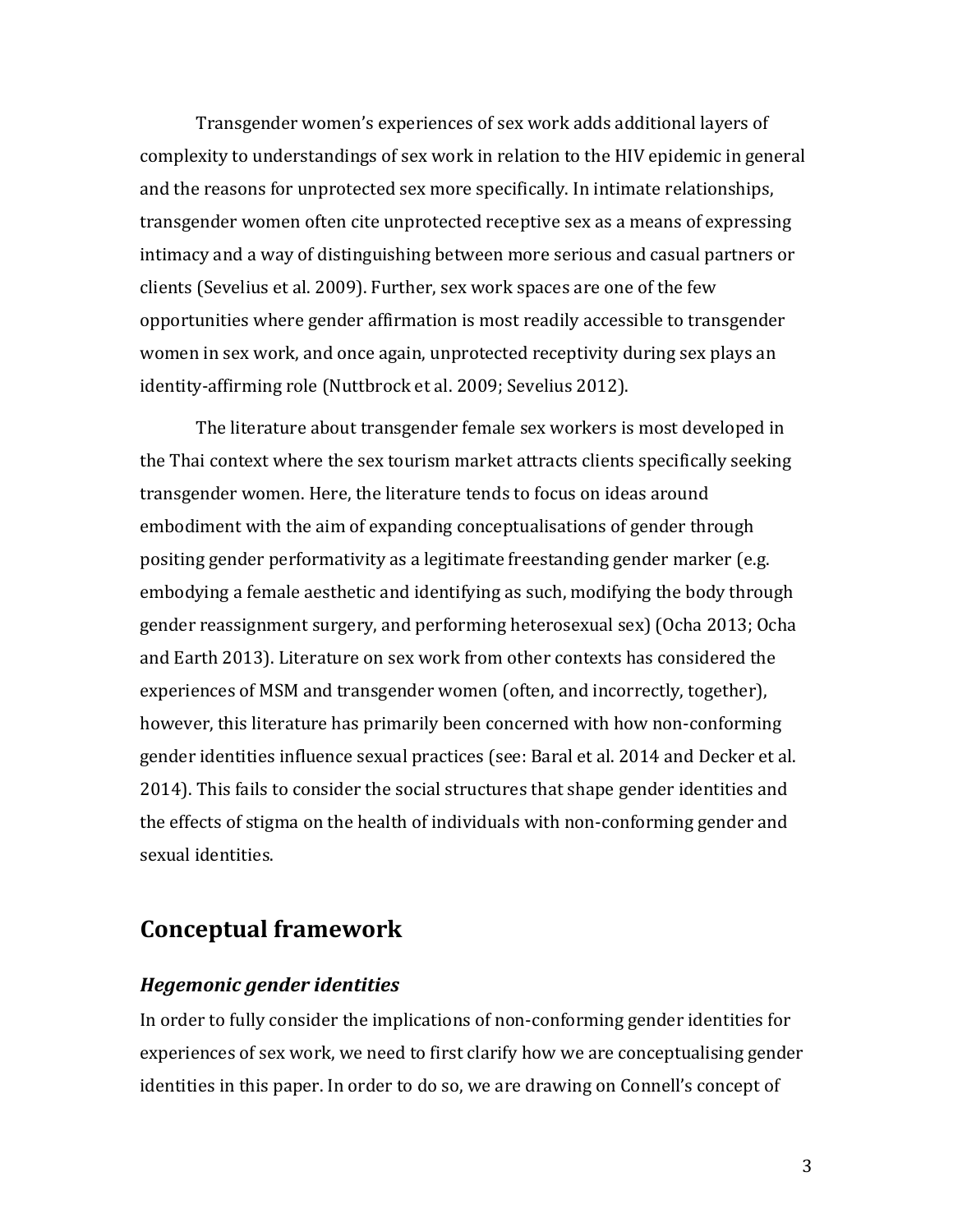Transgender women's experiences of sex work adds additional layers of complexity to understandings of sex work in relation to the HIV epidemic in general and the reasons for unprotected sex more specifically. In intimate relationships, transgender women often cite unprotected receptive sex as a means of expressing intimacy and a way of distinguishing between more serious and casual partners or clients (Sevelius et al. 2009). Further, sex work spaces are one of the few opportunities where gender affirmation is most readily accessible to transgender women in sex work, and once again, unprotected receptivity during sex plays an identity-affirming role (Nuttbrock et al. 2009; Sevelius 2012).

The literature about transgender female sex workers is most developed in the Thai context where the sex tourism market attracts clients specifically seeking transgender women. Here, the literature tends to focus on ideas around embodiment with the aim of expanding conceptualisations of gender through positing gender performativity as a legitimate freestanding gender marker (e.g. embodying a female aesthetic and identifying as such, modifying the body through gender reassignment surgery, and performing heterosexual sex) (Ocha 2013; Ocha and Earth 2013). Literature on sex work from other contexts has considered the experiences of MSM and transgender women (often, and incorrectly, together), however, this literature has primarily been concerned with how non-conforming gender identities influence sexual practices (see: Baral et al. 2014 and Decker et al. 2014). This fails to consider the social structures that shape gender identities and the effects of stigma on the health of individuals with non-conforming gender and sexual identities.

## Conceptual framework

### *Hegemonic gender identities*

In order to fully consider the implications of non-conforming gender identities for experiences of sex work, we need to first clarify how we are conceptualising gender identities in this paper. In order to do so, we are drawing on Connell's concept of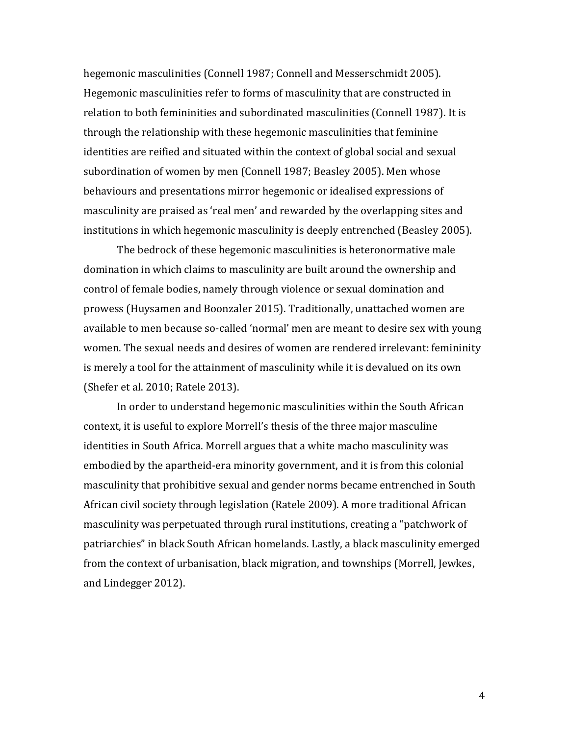hegemonic masculinities (Connell 1987; Connell and Messerschmidt 2005). Hegemonic masculinities refer to forms of masculinity that are constructed in relation to both femininities and subordinated masculinities (Connell 1987). It is through the relationship with these hegemonic masculinities that feminine identities are reified and situated within the context of global social and sexual subordination of women by men (Connell 1987; Beasley 2005). Men whose behaviours and presentations mirror hegemonic or idealised expressions of masculinity are praised as 'real men' and rewarded by the overlapping sites and institutions in which hegemonic masculinity is deeply entrenched (Beasley 2005).

The bedrock of these hegemonic masculinities is heteronormative male domination in which claims to masculinity are built around the ownership and control of female bodies, namely through violence or sexual domination and prowess (Huysamen and Boonzaler 2015). Traditionally, unattached women are available to men because so-called 'normal' men are meant to desire sex with young women. The sexual needs and desires of women are rendered irrelevant: femininity is merely a tool for the attainment of masculinity while it is devalued on its own (Shefer et al. 2010; Ratele 2013).

In order to understand hegemonic masculinities within the South African context, it is useful to explore Morrell's thesis of the three major masculine identities in South Africa. Morrell argues that a white macho masculinity was embodied by the apartheid-era minority government, and it is from this colonial masculinity that prohibitive sexual and gender norms became entrenched in South African civil society through legislation (Ratele 2009). A more traditional African masculinity was perpetuated through rural institutions, creating a "patchwork of patriarchies" in black South African homelands. Lastly, a black masculinity emerged from the context of urbanisation, black migration, and townships (Morrell, Jewkes, and Lindegger 2012).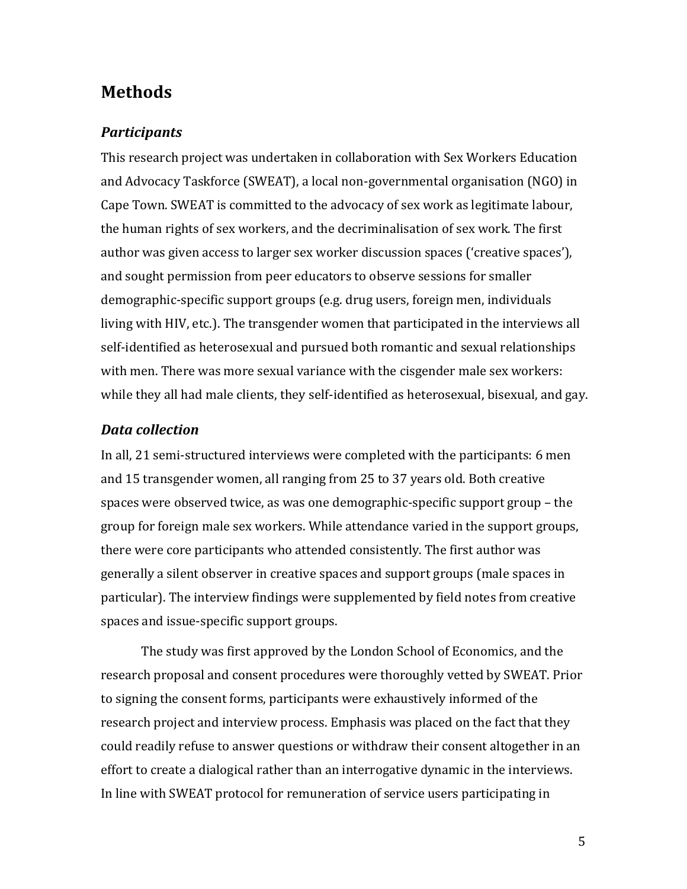## Methods

### *Participants*

This research project was undertaken in collaboration with Sex Workers Education and Advocacy Taskforce (SWEAT), a local non-governmental organisation (NGO) in Cape Town. SWEAT is committed to the advocacy of sex work as legitimate labour, the human rights of sex workers, and the decriminalisation of sex work. The first author was given access to larger sex worker discussion spaces ('creative spaces'), and sought permission from peer educators to observe sessions for smaller demographic-specific support groups (e.g. drug users, foreign men, individuals living with HIV, etc.). The transgender women that participated in the interviews all self-identified as heterosexual and pursued both romantic and sexual relationships with men. There was more sexual variance with the cisgender male sex workers: while they all had male clients, they self-identified as heterosexual, bisexual, and gay.

### *Data collection*

In all, 21 semi-structured interviews were completed with the participants: 6 men and 15 transgender women, all ranging from 25 to 37 years old. Both creative spaces were observed twice, as was one demographic-specific support group – the group for foreign male sex workers. While attendance varied in the support groups, there were core participants who attended consistently. The first author was generally a silent observer in creative spaces and support groups (male spaces in particular). The interview findings were supplemented by field notes from creative spaces and issue-specific support groups.

The study was first approved by the London School of Economics, and the research proposal and consent procedures were thoroughly vetted by SWEAT. Prior to signing the consent forms, participants were exhaustively informed of the research project and interview process. Emphasis was placed on the fact that they could readily refuse to answer questions or withdraw their consent altogether in an effort to create a dialogical rather than an interrogative dynamic in the interviews. In line with SWEAT protocol for remuneration of service users participating in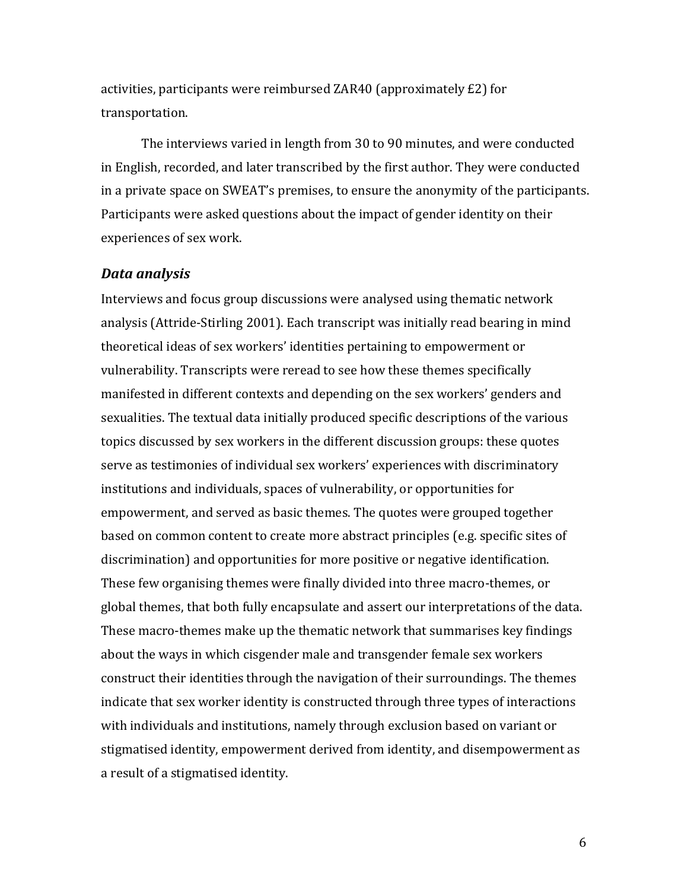activities, participants were reimbursed ZAR40 (approximately £2) for transportation.

The interviews varied in length from 30 to 90 minutes, and were conducted in English, recorded, and later transcribed by the first author. They were conducted in a private space on SWEAT's premises, to ensure the anonymity of the participants. Participants were asked questions about the impact of gender identity on their experiences of sex work.

### *Data analysis*

Interviews and focus group discussions were analysed using thematic network analysis (Attride-Stirling 2001). Each transcript was initially read bearing in mind theoretical ideas of sex workers' identities pertaining to empowerment or vulnerability. Transcripts were reread to see how these themes specifically manifested in different contexts and depending on the sex workers' genders and sexualities. The textual data initially produced specific descriptions of the various topics discussed by sex workers in the different discussion groups: these quotes serve as testimonies of individual sex workers' experiences with discriminatory institutions and individuals, spaces of vulnerability, or opportunities for empowerment, and served as basic themes. The quotes were grouped together based on common content to create more abstract principles (e.g. specific sites of discrimination) and opportunities for more positive or negative identification. These few organising themes were finally divided into three macro-themes, or global themes, that both fully encapsulate and assert our interpretations of the data. These macro-themes make up the thematic network that summarises key findings about the ways in which cisgender male and transgender female sex workers construct their identities through the navigation of their surroundings. The themes indicate that sex worker identity is constructed through three types of interactions with individuals and institutions, namely through exclusion based on variant or stigmatised identity, empowerment derived from identity, and disempowerment as a result of a stigmatised identity.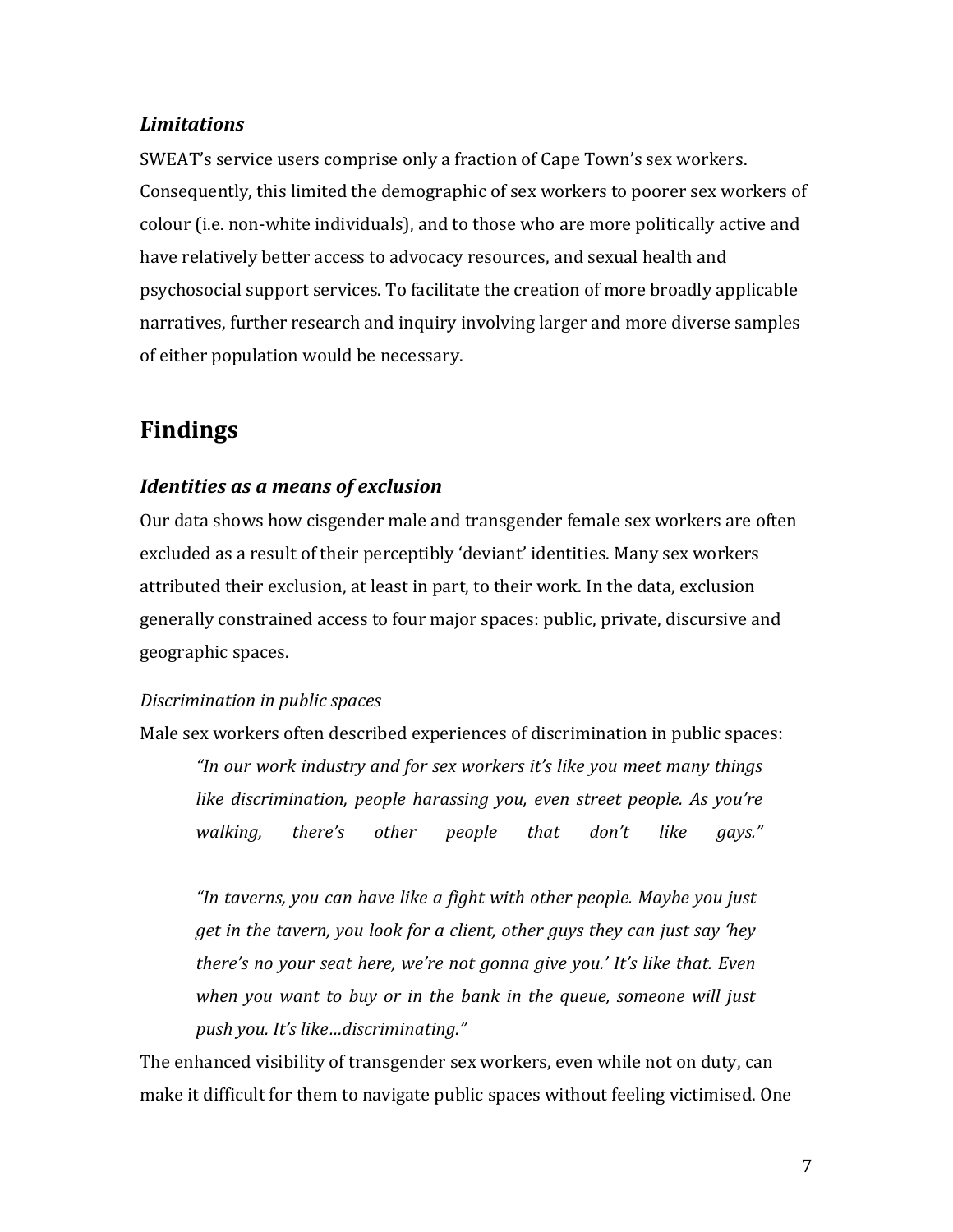### *Limitations*

SWEAT's service users comprise only a fraction of Cape Town's sex workers. Consequently, this limited the demographic of sex workers to poorer sex workers of colour (i.e. non-white individuals), and to those who are more politically active and have relatively better access to advocacy resources, and sexual health and psychosocial support services. To facilitate the creation of more broadly applicable narratives, further research and inquiry involving larger and more diverse samples of either population would be necessary.

## Findings

### *Identities as a means of exclusion*

Our data shows how cisgender male and transgender female sex workers are often excluded as a result of their perceptibly 'deviant' identities. Many sex workers attributed their exclusion, at least in part, to their work. In the data, exclusion generally constrained access to four major spaces: public, private, discursive and geographic spaces.

*Discrimination in public spaces*

Male sex workers often described experiences of discrimination in public spaces:

> *"In our work industry and for sex workers it's like you meet many things like discrimination, people harassing you, even street people. As you're walking, there's other people that don't like gays."*
>
> *"In taverns, you can have like a fight with other people. Maybe you just get in the tavern, you look for a client, other guys they can just say 'hey there's no your seat here, we're not gonna give you.' It's like that. Even when you want to buy or in the bank in the queue, someone will just push you. It's like…discriminating."*

The enhanced visibility of transgender sex workers, even while not on duty, can make it difficult for them to navigate public spaces without feeling victimised. One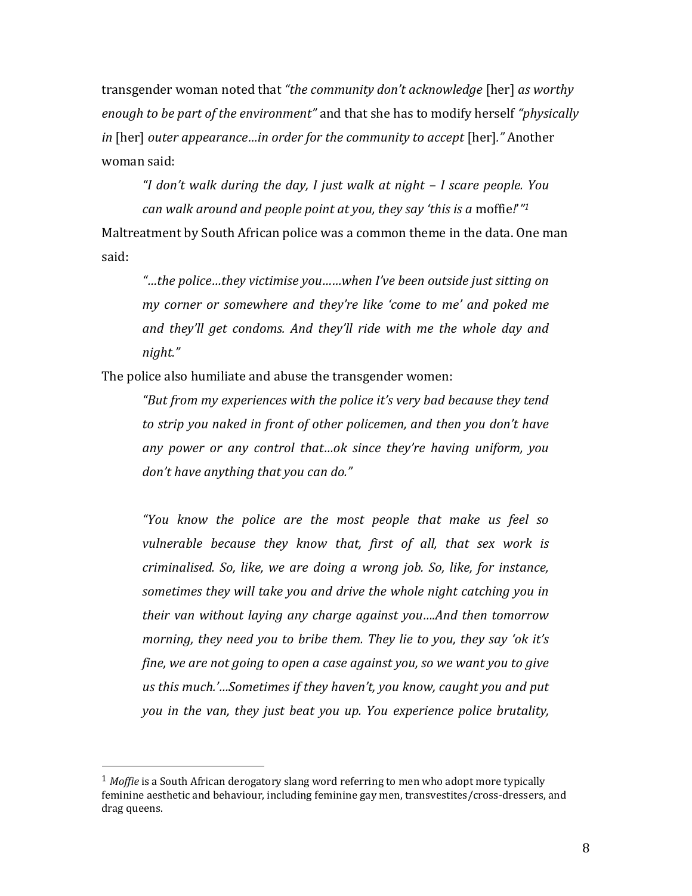transgender woman noted that *"the community don't acknowledge* [her] *as worthy enough to be part of the environment"* and that she has to modify herself *"physically in* [her] *outer appearance…in order for the community to accept* [her]*."* Another woman said:

> *"I don't walk during the day, I just walk at night – I scare people. You can walk around and people point at you, they say 'this is a* moffie*!'"*[1]

Maltreatment by South African police was a common theme in the data. One man said:

> *"…the police…they victimise you……when I've been outside just sitting on my corner or somewhere and they're like 'come to me' and poked me and they'll get condoms. And they'll ride with me the whole day and night."*

The police also humiliate and abuse the transgender women:

> *"But from my experiences with the police it's very bad because they tend to strip you naked in front of other policemen, and then you don't have any power or any control that…ok since they're having uniform, you don't have anything that you can do."*

> *"You know the police are the most people that make us feel so vulnerable because they know that, first of all, that sex work is criminalised. So, like, we are doing a wrong job. So, like, for instance, sometimes they will take you and drive the whole night catching you in their van without laying any charge against you….And then tomorrow morning, they need you to bribe them. They lie to you, they say 'ok it's fine, we are not going to open a case against you, so we want you to give us this much.'…Sometimes if they haven't, you know, caught you and put you in the van, they just beat you up. You experience police brutality,*

---

[1] *Moffie* is a South African derogatory slang word referring to men who adopt more typically feminine aesthetic and behaviour, including feminine gay men, transvestites/cross-dressers, and drag queens.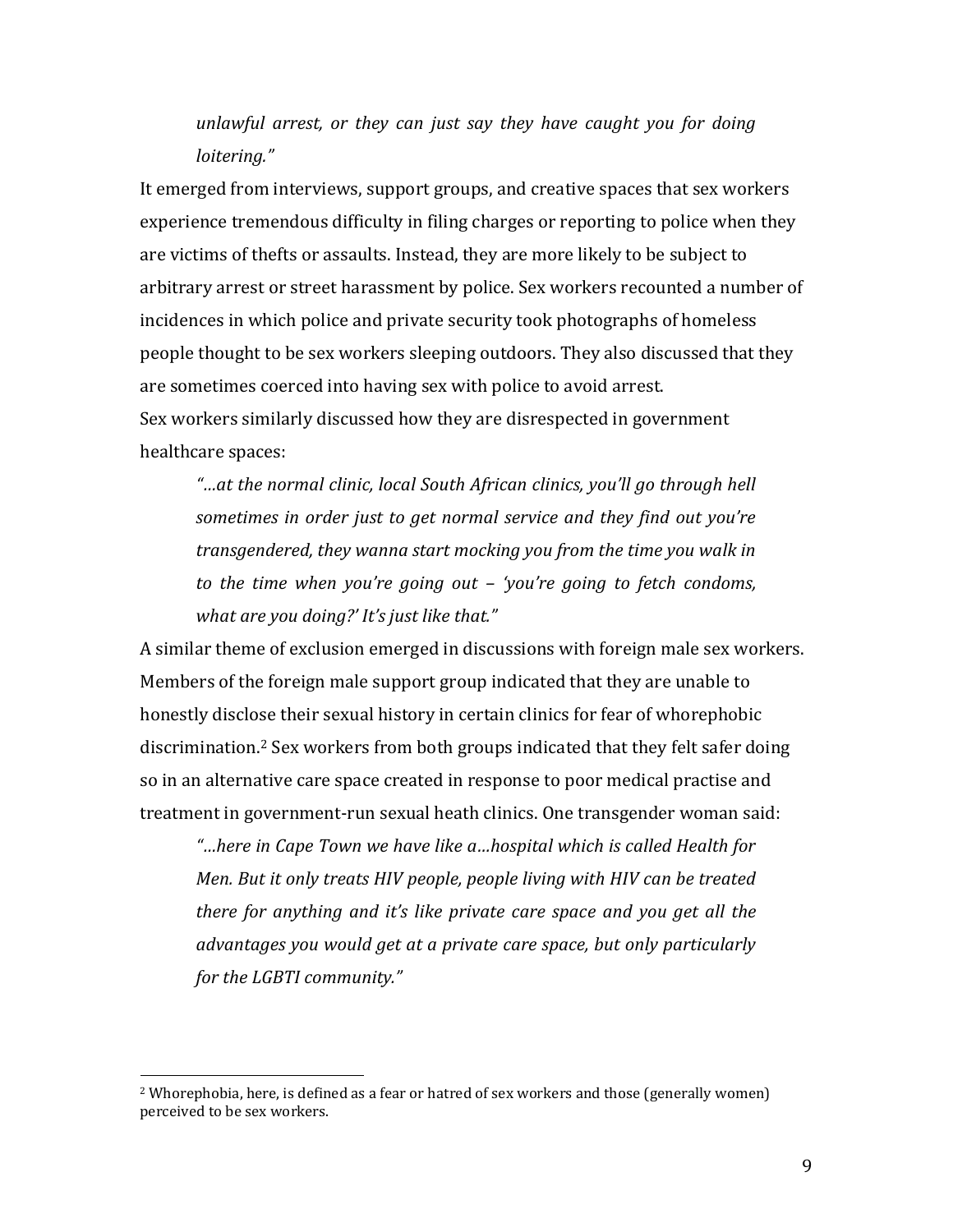> *unlawful arrest, or they can just say they have caught you for doing loitering."*

It emerged from interviews, support groups, and creative spaces that sex workers experience tremendous difficulty in filing charges or reporting to police when they are victims of thefts or assaults. Instead, they are more likely to be subject to arbitrary arrest or street harassment by police. Sex workers recounted a number of incidences in which police and private security took photographs of homeless people thought to be sex workers sleeping outdoors. They also discussed that they are sometimes coerced into having sex with police to avoid arrest.

Sex workers similarly discussed how they are disrespected in government healthcare spaces:

> *"…at the normal clinic, local South African clinics, you'll go through hell sometimes in order just to get normal service and they find out you're transgendered, they wanna start mocking you from the time you walk in to the time when you're going out – 'you're going to fetch condoms, what are you doing?' It's just like that."*

A similar theme of exclusion emerged in discussions with foreign male sex workers. Members of the foreign male support group indicated that they are unable to honestly disclose their sexual history in certain clinics for fear of whorephobic discrimination.[2] Sex workers from both groups indicated that they felt safer doing so in an alternative care space created in response to poor medical practise and treatment in government-run sexual heath clinics. One transgender woman said:

> *"…here in Cape Town we have like a…hospital which is called Health for Men. But it only treats HIV people, people living with HIV can be treated there for anything and it's like private care space and you get all the advantages you would get at a private care space, but only particularly for the LGBTI community."*

---

[2] Whorephobia, here, is defined as a fear or hatred of sex workers and those (generally women) perceived to be sex workers.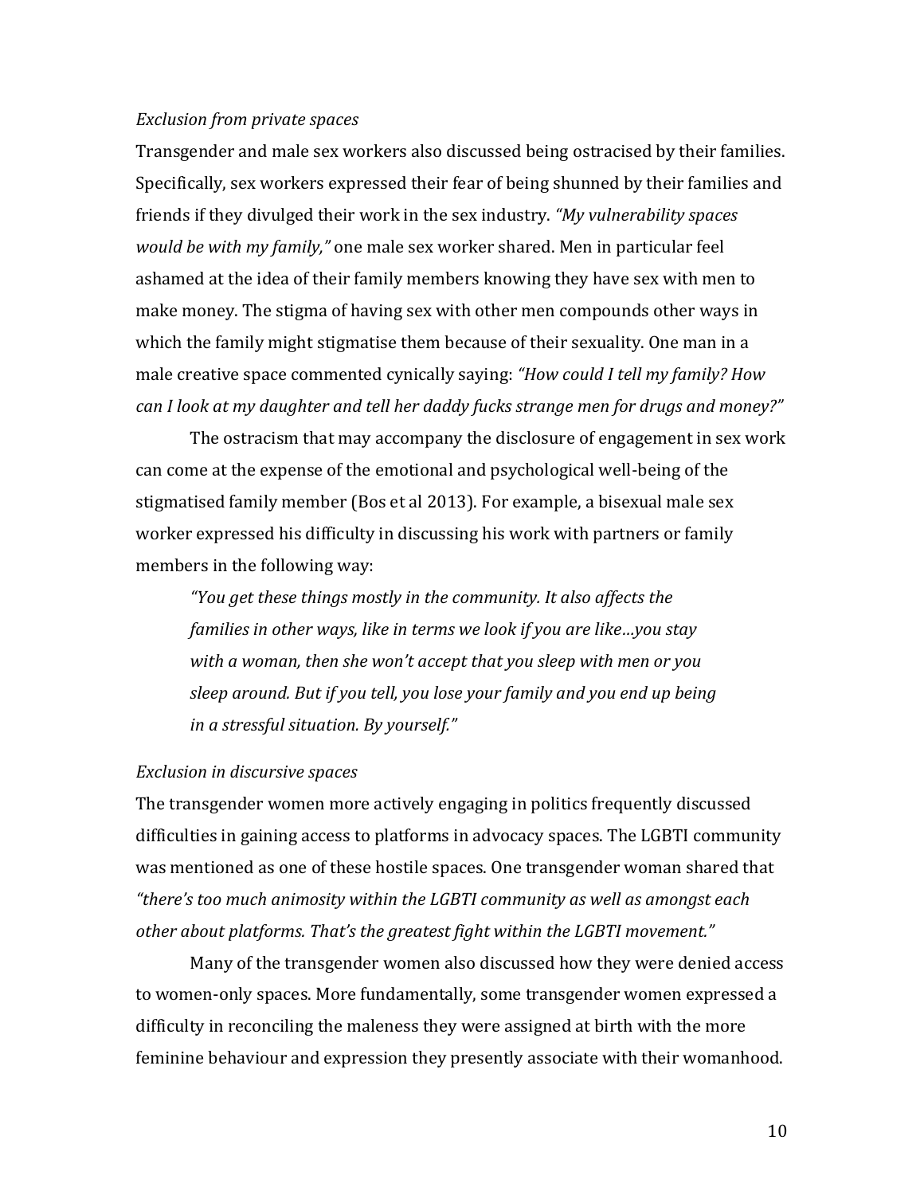*Exclusion from private spaces*

Transgender and male sex workers also discussed being ostracised by their families. Specifically, sex workers expressed their fear of being shunned by their families and friends if they divulged their work in the sex industry. *"My vulnerability spaces would be with my family,"* one male sex worker shared. Men in particular feel ashamed at the idea of their family members knowing they have sex with men to make money. The stigma of having sex with other men compounds other ways in which the family might stigmatise them because of their sexuality. One man in a male creative space commented cynically saying: *"How could I tell my family? How can I look at my daughter and tell her daddy fucks strange men for drugs and money?"*

The ostracism that may accompany the disclosure of engagement in sex work can come at the expense of the emotional and psychological well-being of the stigmatised family member (Bos et al 2013). For example, a bisexual male sex worker expressed his difficulty in discussing his work with partners or family members in the following way:

> *"You get these things mostly in the community. It also affects the families in other ways, like in terms we look if you are like…you stay with a woman, then she won't accept that you sleep with men or you sleep around. But if you tell, you lose your family and you end up being in a stressful situation. By yourself."*

*Exclusion in discursive spaces*

The transgender women more actively engaging in politics frequently discussed difficulties in gaining access to platforms in advocacy spaces. The LGBTI community was mentioned as one of these hostile spaces. One transgender woman shared that *"there's too much animosity within the LGBTI community as well as amongst each other about platforms. That's the greatest fight within the LGBTI movement."*

Many of the transgender women also discussed how they were denied access to women-only spaces. More fundamentally, some transgender women expressed a difficulty in reconciling the maleness they were assigned at birth with the more feminine behaviour and expression they presently associate with their womanhood.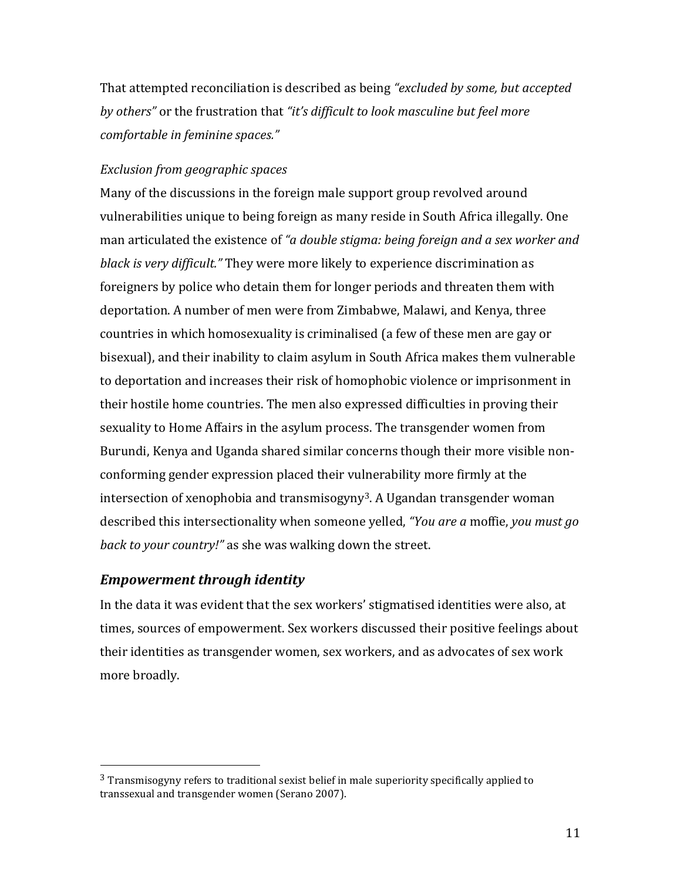That attempted reconciliation is described as being *"excluded by some, but accepted by others"* or the frustration that *"it's difficult to look masculine but feel more comfortable in feminine spaces."*

*Exclusion from geographic spaces*

Many of the discussions in the foreign male support group revolved around vulnerabilities unique to being foreign as many reside in South Africa illegally. One man articulated the existence of *"a double stigma: being foreign and a sex worker and black is very difficult."* They were more likely to experience discrimination as foreigners by police who detain them for longer periods and threaten them with deportation. A number of men were from Zimbabwe, Malawi, and Kenya, three countries in which homosexuality is criminalised (a few of these men are gay or bisexual), and their inability to claim asylum in South Africa makes them vulnerable to deportation and increases their risk of homophobic violence or imprisonment in their hostile home countries. The men also expressed difficulties in proving their sexuality to Home Affairs in the asylum process. The transgender women from Burundi, Kenya and Uganda shared similar concerns though their more visible non-conforming gender expression placed their vulnerability more firmly at the intersection of xenophobia and transmisogyny[3]. A Ugandan transgender woman described this intersectionality when someone yelled, *"You are a* moffie, *you must go back to your country!"* as she was walking down the street.

## *Empowerment through identity*

In the data it was evident that the sex workers' stigmatised identities were also, at times, sources of empowerment. Sex workers discussed their positive feelings about their identities as transgender women, sex workers, and as advocates of sex work more broadly.

---

[3] Transmisogyny refers to traditional sexist belief in male superiority specifically applied to transsexual and transgender women (Serano 2007).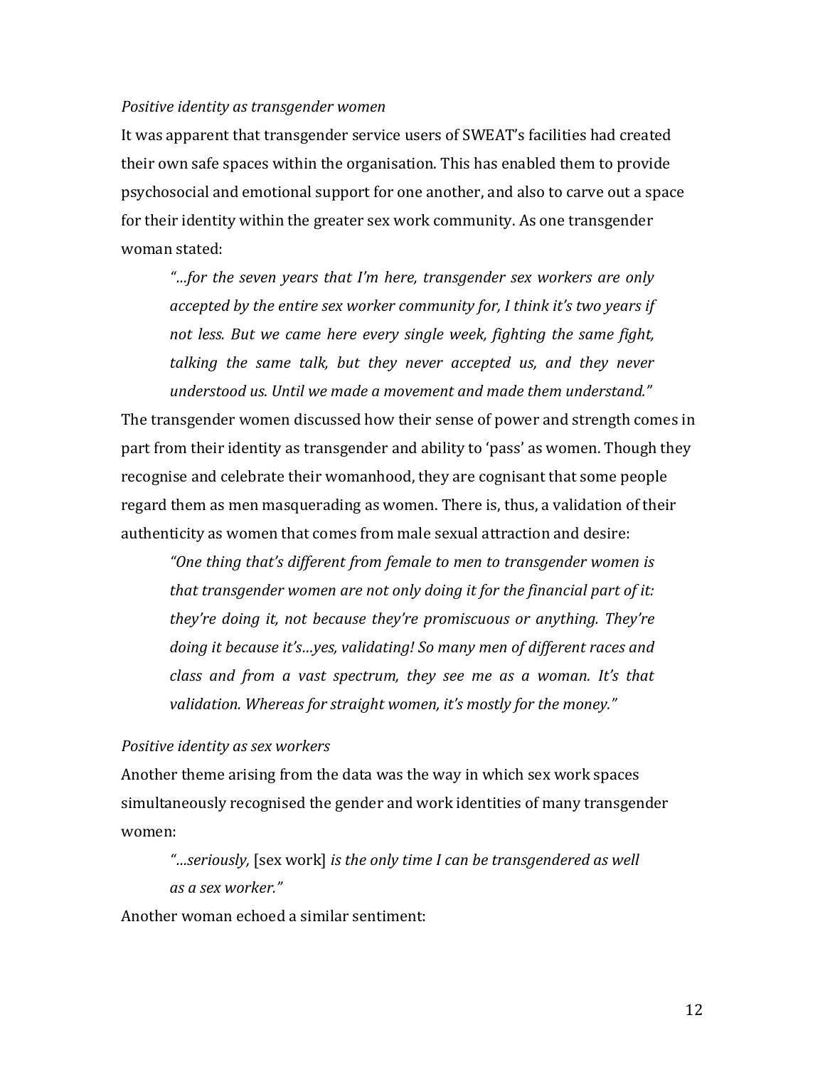*Positive identity as transgender women*

It was apparent that transgender service users of SWEAT's facilities had created their own safe spaces within the organisation. This has enabled them to provide psychosocial and emotional support for one another, and also to carve out a space for their identity within the greater sex work community. As one transgender woman stated:

> *"…for the seven years that I'm here, transgender sex workers are only accepted by the entire sex worker community for, I think it's two years if not less. But we came here every single week, fighting the same fight, talking the same talk, but they never accepted us, and they never understood us. Until we made a movement and made them understand."*

The transgender women discussed how their sense of power and strength comes in part from their identity as transgender and ability to 'pass' as women. Though they recognise and celebrate their womanhood, they are cognisant that some people regard them as men masquerading as women. There is, thus, a validation of their authenticity as women that comes from male sexual attraction and desire:

> *"One thing that's different from female to men to transgender women is that transgender women are not only doing it for the financial part of it: they're doing it, not because they're promiscuous or anything. They're doing it because it's…yes, validating! So many men of different races and class and from a vast spectrum, they see me as a woman. It's that validation. Whereas for straight women, it's mostly for the money."*

*Positive identity as sex workers*

Another theme arising from the data was the way in which sex work spaces simultaneously recognised the gender and work identities of many transgender women:

> *"…seriously,* [sex work] *is the only time I can be transgendered as well as a sex worker."*

Another woman echoed a similar sentiment: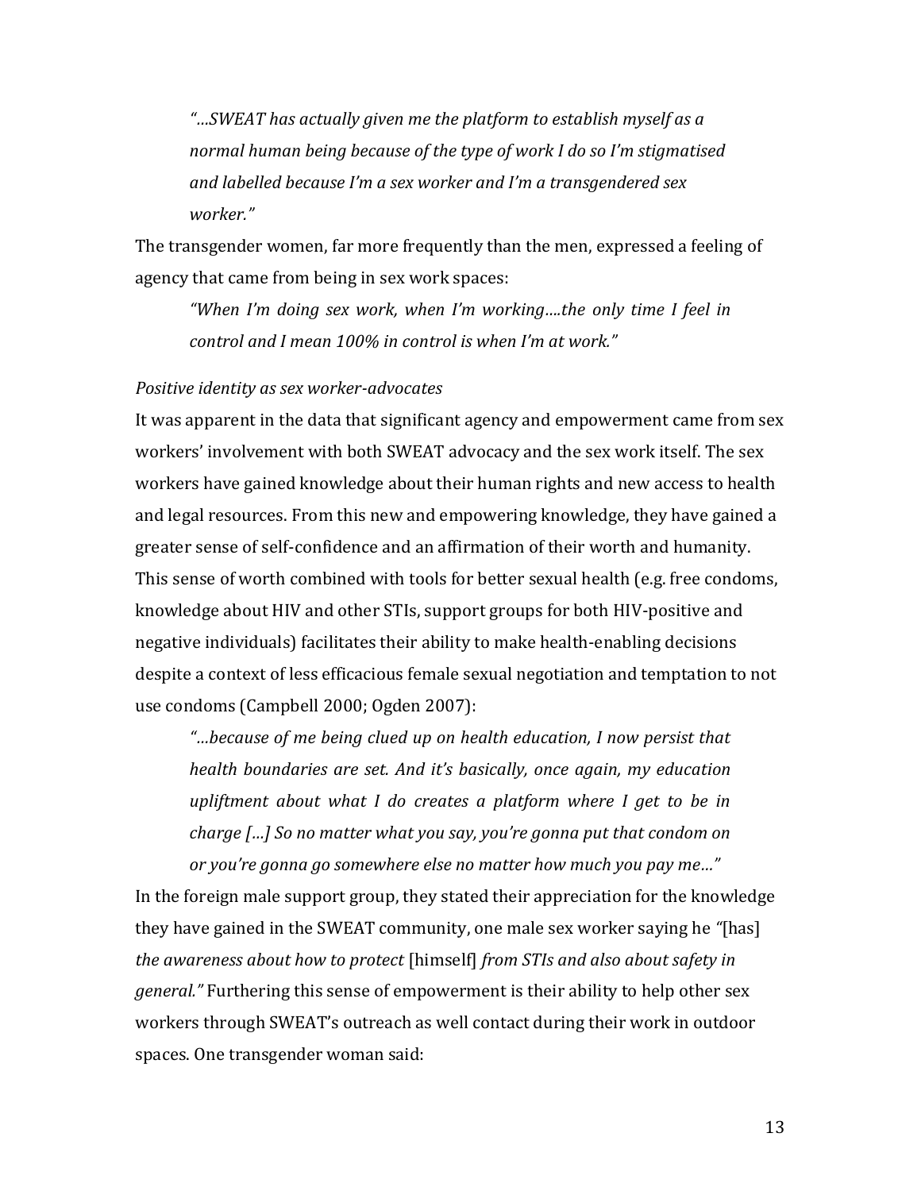> *"…SWEAT has actually given me the platform to establish myself as a normal human being because of the type of work I do so I'm stigmatised and labelled because I'm a sex worker and I'm a transgendered sex worker."*

The transgender women, far more frequently than the men, expressed a feeling of agency that came from being in sex work spaces:

> *"When I'm doing sex work, when I'm working….the only time I feel in control and I mean 100% in control is when I'm at work."*

*Positive identity as sex worker-advocates*

It was apparent in the data that significant agency and empowerment came from sex workers' involvement with both SWEAT advocacy and the sex work itself. The sex workers have gained knowledge about their human rights and new access to health and legal resources. From this new and empowering knowledge, they have gained a greater sense of self-confidence and an affirmation of their worth and humanity. This sense of worth combined with tools for better sexual health (e.g. free condoms, knowledge about HIV and other STIs, support groups for both HIV-positive and negative individuals) facilitates their ability to make health-enabling decisions despite a context of less efficacious female sexual negotiation and temptation to not use condoms (Campbell 2000; Ogden 2007):

> *"…because of me being clued up on health education, I now persist that health boundaries are set. And it's basically, once again, my education upliftment about what I do creates a platform where I get to be in charge […] So no matter what you say, you're gonna put that condom on or you're gonna go somewhere else no matter how much you pay me…"*

In the foreign male support group, they stated their appreciation for the knowledge they have gained in the SWEAT community, one male sex worker saying he *"*[has] *the awareness about how to protect* [himself] *from STIs and also about safety in general."* Furthering this sense of empowerment is their ability to help other sex workers through SWEAT's outreach as well contact during their work in outdoor spaces. One transgender woman said: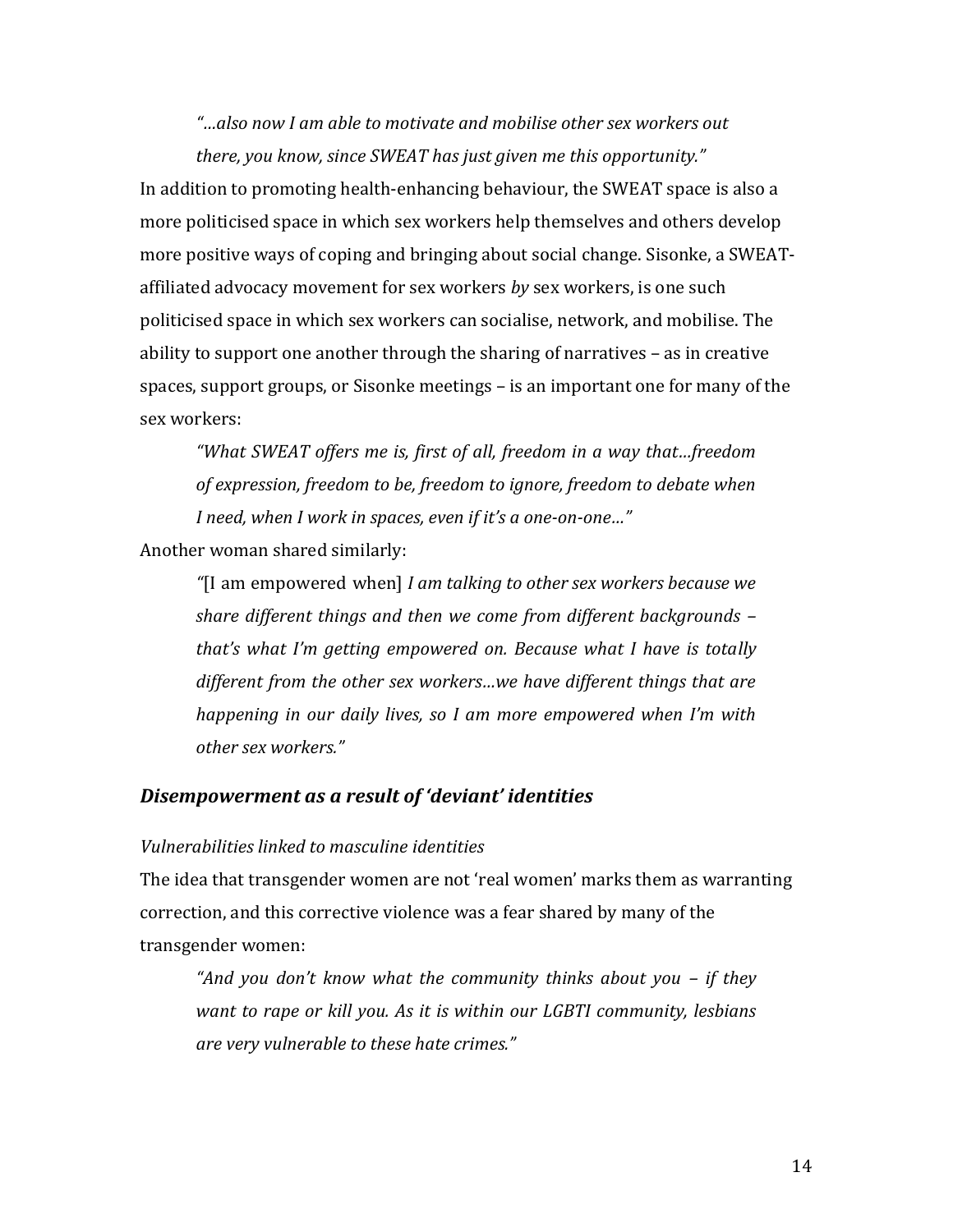*"…also now I am able to motivate and mobilise other sex workers out there, you know, since SWEAT has just given me this opportunity."*

In addition to promoting health-enhancing behaviour, the SWEAT space is also a more politicised space in which sex workers help themselves and others develop more positive ways of coping and bringing about social change. Sisonke, a SWEAT-affiliated advocacy movement for sex workers *by* sex workers, is one such politicised space in which sex workers can socialise, network, and mobilise. The ability to support one another through the sharing of narratives – as in creative spaces, support groups, or Sisonke meetings – is an important one for many of the sex workers:

*"What SWEAT offers me is, first of all, freedom in a way that…freedom of expression, freedom to be, freedom to ignore, freedom to debate when I need, when I work in spaces, even if it's a one-on-one…"*

Another woman shared similarly:

*"*[I am empowered when] *I am talking to other sex workers because we share different things and then we come from different backgrounds – that's what I'm getting empowered on. Because what I have is totally different from the other sex workers…we have different things that are happening in our daily lives, so I am more empowered when I'm with other sex workers."*

### ***Disempowerment as a result of 'deviant' identities***

*Vulnerabilities linked to masculine identities*

The idea that transgender women are not 'real women' marks them as warranting correction, and this corrective violence was a fear shared by many of the transgender women:

*"And you don't know what the community thinks about you – if they want to rape or kill you. As it is within our LGBTI community, lesbians are very vulnerable to these hate crimes."*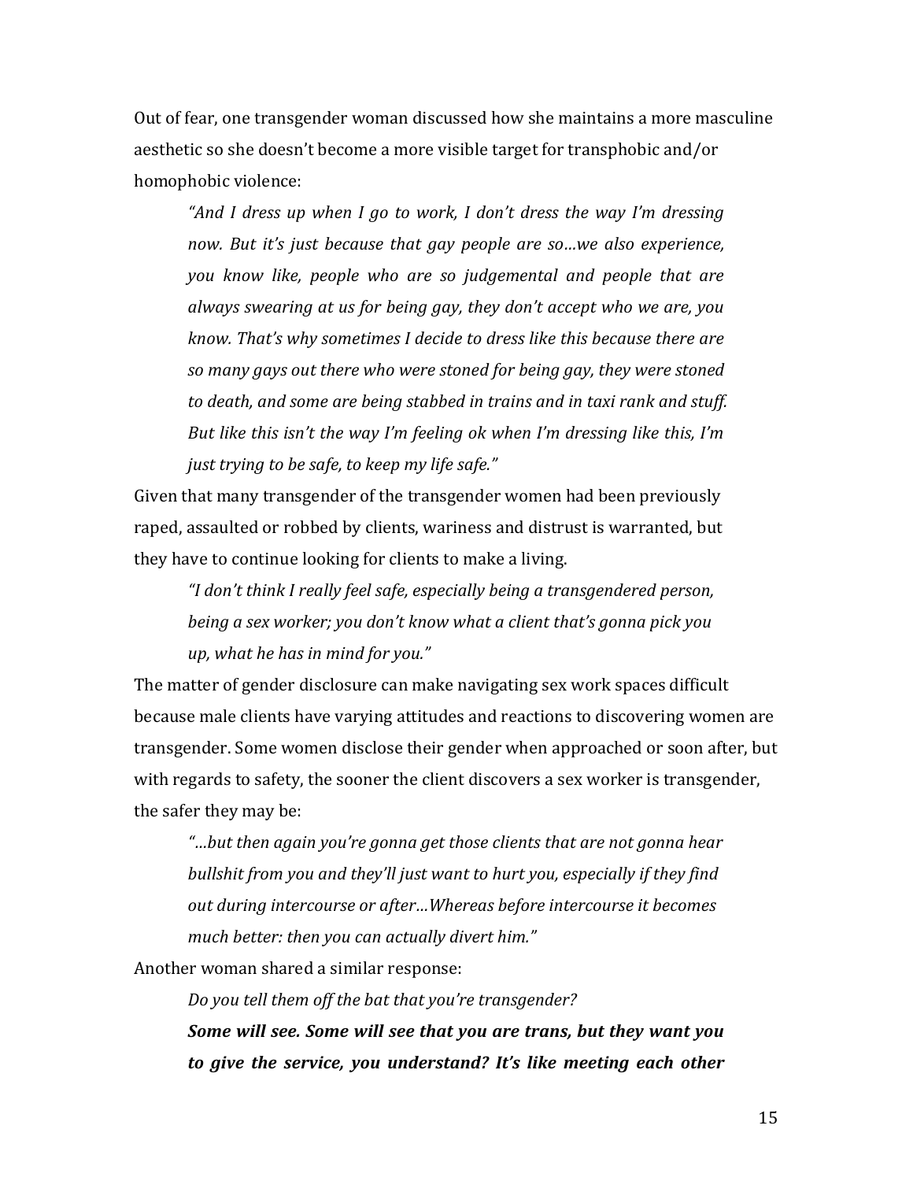Out of fear, one transgender woman discussed how she maintains a more masculine aesthetic so she doesn't become a more visible target for transphobic and/or homophobic violence:

> *"And I dress up when I go to work, I don't dress the way I'm dressing now. But it's just because that gay people are so…we also experience, you know like, people who are so judgemental and people that are always swearing at us for being gay, they don't accept who we are, you know. That's why sometimes I decide to dress like this because there are so many gays out there who were stoned for being gay, they were stoned to death, and some are being stabbed in trains and in taxi rank and stuff. But like this isn't the way I'm feeling ok when I'm dressing like this, I'm just trying to be safe, to keep my life safe."*

Given that many transgender of the transgender women had been previously raped, assaulted or robbed by clients, wariness and distrust is warranted, but they have to continue looking for clients to make a living.

> *"I don't think I really feel safe, especially being a transgendered person, being a sex worker; you don't know what a client that's gonna pick you up, what he has in mind for you."*

The matter of gender disclosure can make navigating sex work spaces difficult because male clients have varying attitudes and reactions to discovering women are transgender. Some women disclose their gender when approached or soon after, but with regards to safety, the sooner the client discovers a sex worker is transgender, the safer they may be:

> *"…but then again you're gonna get those clients that are not gonna hear bullshit from you and they'll just want to hurt you, especially if they find out during intercourse or after…Whereas before intercourse it becomes much better: then you can actually divert him."*

Another woman shared a similar response:

> *Do you tell them off the bat that you're transgender?*
>
> ***Some will see. Some will see that you are trans, but they want you to give the service, you understand? It's like meeting each other***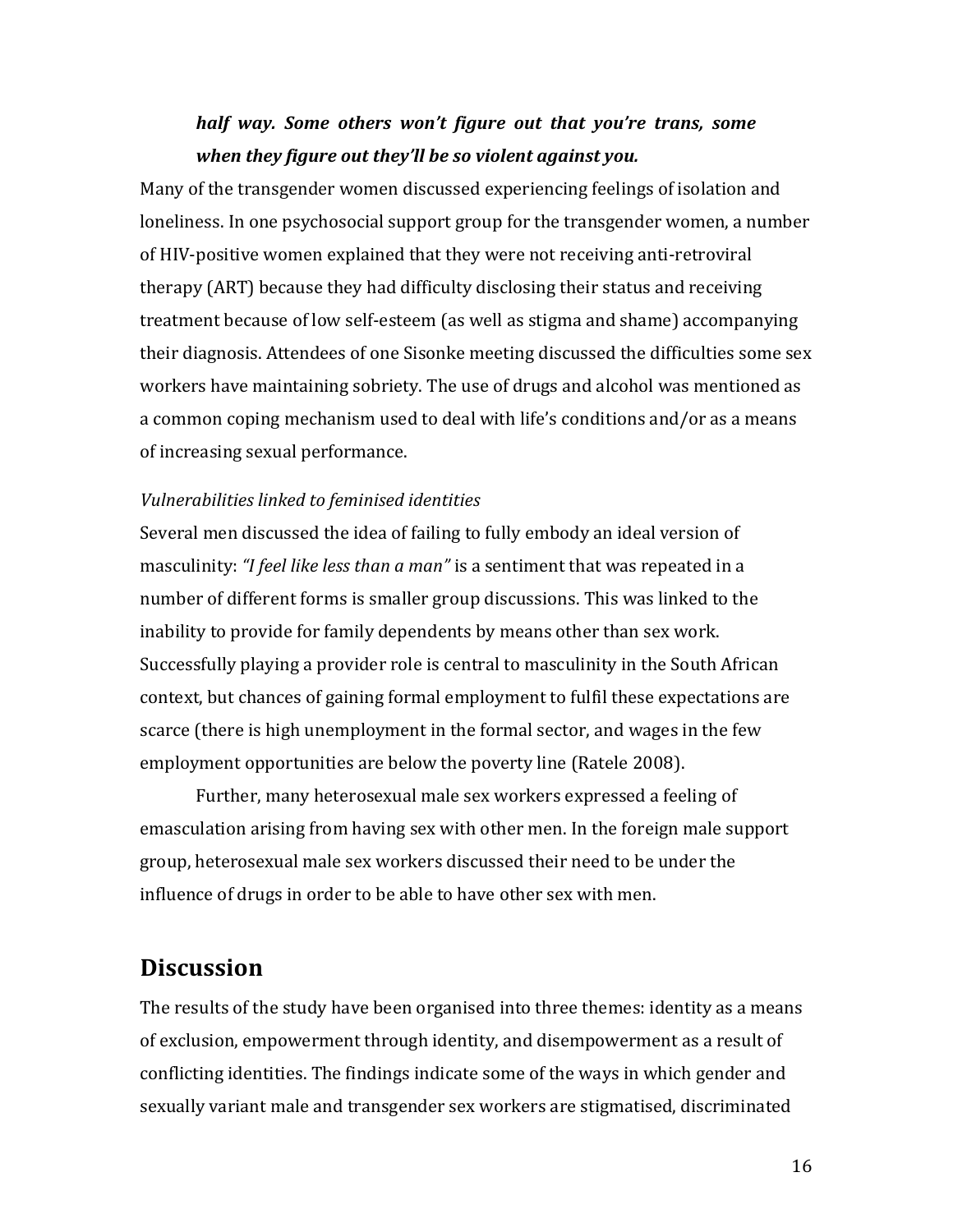***half way. Some others won't figure out that you're trans, some when they figure out they'll be so violent against you.***

Many of the transgender women discussed experiencing feelings of isolation and loneliness. In one psychosocial support group for the transgender women, a number of HIV-positive women explained that they were not receiving anti-retroviral therapy (ART) because they had difficulty disclosing their status and receiving treatment because of low self-esteem (as well as stigma and shame) accompanying their diagnosis. Attendees of one Sisonke meeting discussed the difficulties some sex workers have maintaining sobriety. The use of drugs and alcohol was mentioned as a common coping mechanism used to deal with life's conditions and/or as a means of increasing sexual performance.

*Vulnerabilities linked to feminised identities*

Several men discussed the idea of failing to fully embody an ideal version of masculinity: *"I feel like less than a man"* is a sentiment that was repeated in a number of different forms is smaller group discussions. This was linked to the inability to provide for family dependents by means other than sex work. Successfully playing a provider role is central to masculinity in the South African context, but chances of gaining formal employment to fulfil these expectations are scarce (there is high unemployment in the formal sector, and wages in the few employment opportunities are below the poverty line (Ratele 2008).

Further, many heterosexual male sex workers expressed a feeling of emasculation arising from having sex with other men. In the foreign male support group, heterosexual male sex workers discussed their need to be under the influence of drugs in order to be able to have other sex with men.

## Discussion

The results of the study have been organised into three themes: identity as a means of exclusion, empowerment through identity, and disempowerment as a result of conflicting identities. The findings indicate some of the ways in which gender and sexually variant male and transgender sex workers are stigmatised, discriminated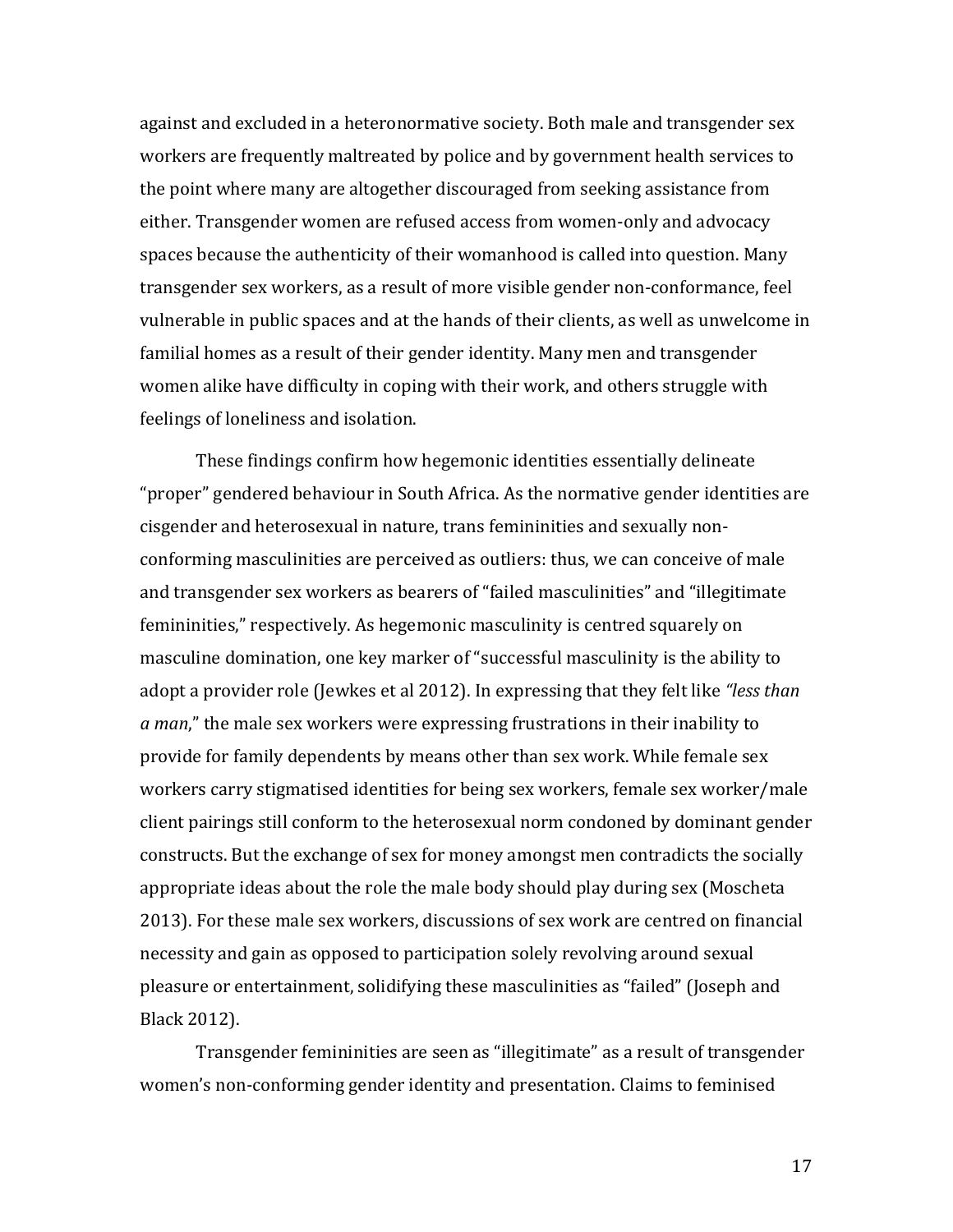against and excluded in a heteronormative society. Both male and transgender sex workers are frequently maltreated by police and by government health services to the point where many are altogether discouraged from seeking assistance from either. Transgender women are refused access from women-only and advocacy spaces because the authenticity of their womanhood is called into question. Many transgender sex workers, as a result of more visible gender non-conformance, feel vulnerable in public spaces and at the hands of their clients, as well as unwelcome in familial homes as a result of their gender identity. Many men and transgender women alike have difficulty in coping with their work, and others struggle with feelings of loneliness and isolation.

These findings confirm how hegemonic identities essentially delineate "proper" gendered behaviour in South Africa. As the normative gender identities are cisgender and heterosexual in nature, trans femininities and sexually non-conforming masculinities are perceived as outliers: thus, we can conceive of male and transgender sex workers as bearers of "failed masculinities" and "illegitimate femininities," respectively. As hegemonic masculinity is centred squarely on masculine domination, one key marker of "successful masculinity is the ability to adopt a provider role (Jewkes et al 2012). In expressing that they felt like *"less than a man*," the male sex workers were expressing frustrations in their inability to provide for family dependents by means other than sex work. While female sex workers carry stigmatised identities for being sex workers, female sex worker/male client pairings still conform to the heterosexual norm condoned by dominant gender constructs. But the exchange of sex for money amongst men contradicts the socially appropriate ideas about the role the male body should play during sex (Moscheta 2013). For these male sex workers, discussions of sex work are centred on financial necessity and gain as opposed to participation solely revolving around sexual pleasure or entertainment, solidifying these masculinities as "failed" (Joseph and Black 2012).

Transgender femininities are seen as "illegitimate" as a result of transgender women's non-conforming gender identity and presentation. Claims to feminised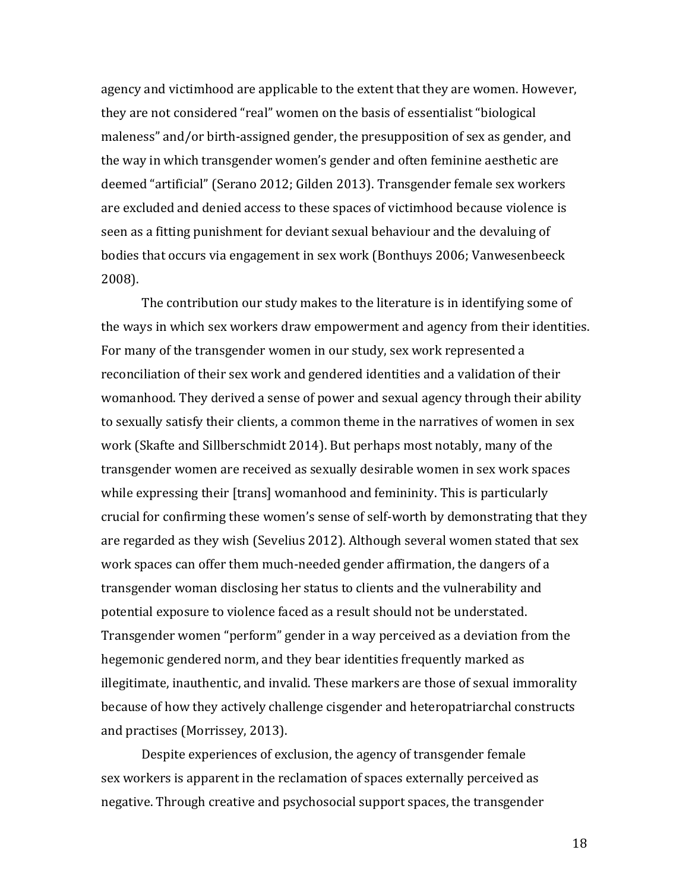agency and victimhood are applicable to the extent that they are women. However, they are not considered "real" women on the basis of essentialist "biological maleness" and/or birth-assigned gender, the presupposition of sex as gender, and the way in which transgender women's gender and often feminine aesthetic are deemed "artificial" (Serano 2012; Gilden 2013). Transgender female sex workers are excluded and denied access to these spaces of victimhood because violence is seen as a fitting punishment for deviant sexual behaviour and the devaluing of bodies that occurs via engagement in sex work (Bonthuys 2006; Vanwesenbeeck 2008).

The contribution our study makes to the literature is in identifying some of the ways in which sex workers draw empowerment and agency from their identities. For many of the transgender women in our study, sex work represented a reconciliation of their sex work and gendered identities and a validation of their womanhood. They derived a sense of power and sexual agency through their ability to sexually satisfy their clients, a common theme in the narratives of women in sex work (Skafte and Sillberschmidt 2014). But perhaps most notably, many of the transgender women are received as sexually desirable women in sex work spaces while expressing their [trans] womanhood and femininity. This is particularly crucial for confirming these women's sense of self-worth by demonstrating that they are regarded as they wish (Sevelius 2012). Although several women stated that sex work spaces can offer them much-needed gender affirmation, the dangers of a transgender woman disclosing her status to clients and the vulnerability and potential exposure to violence faced as a result should not be understated. Transgender women "perform" gender in a way perceived as a deviation from the hegemonic gendered norm, and they bear identities frequently marked as illegitimate, inauthentic, and invalid. These markers are those of sexual immorality because of how they actively challenge cisgender and heteropatriarchal constructs and practises (Morrissey, 2013).

Despite experiences of exclusion, the agency of transgender female sex workers is apparent in the reclamation of spaces externally perceived as negative. Through creative and psychosocial support spaces, the transgender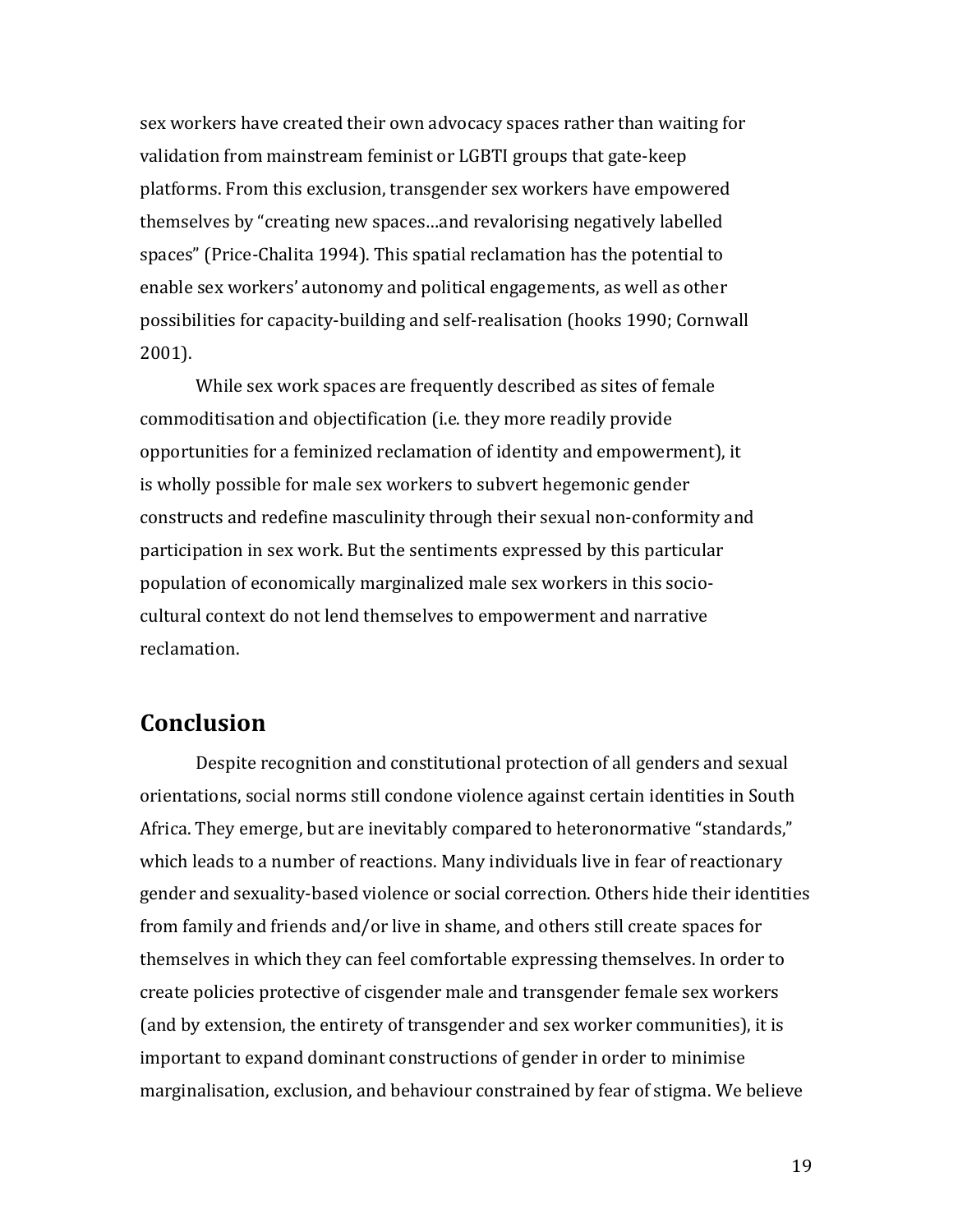sex workers have created their own advocacy spaces rather than waiting for validation from mainstream feminist or LGBTI groups that gate-keep platforms. From this exclusion, transgender sex workers have empowered themselves by "creating new spaces…and revalorising negatively labelled spaces" (Price-Chalita 1994). This spatial reclamation has the potential to enable sex workers' autonomy and political engagements, as well as other possibilities for capacity-building and self-realisation (hooks 1990; Cornwall 2001).

While sex work spaces are frequently described as sites of female commoditisation and objectification (i.e. they more readily provide opportunities for a feminized reclamation of identity and empowerment), it is wholly possible for male sex workers to subvert hegemonic gender constructs and redefine masculinity through their sexual non-conformity and participation in sex work. But the sentiments expressed by this particular population of economically marginalized male sex workers in this socio-cultural context do not lend themselves to empowerment and narrative reclamation.

## Conclusion

Despite recognition and constitutional protection of all genders and sexual orientations, social norms still condone violence against certain identities in South Africa. They emerge, but are inevitably compared to heteronormative "standards," which leads to a number of reactions. Many individuals live in fear of reactionary gender and sexuality-based violence or social correction. Others hide their identities from family and friends and/or live in shame, and others still create spaces for themselves in which they can feel comfortable expressing themselves. In order to create policies protective of cisgender male and transgender female sex workers (and by extension, the entirety of transgender and sex worker communities), it is important to expand dominant constructions of gender in order to minimise marginalisation, exclusion, and behaviour constrained by fear of stigma. We believe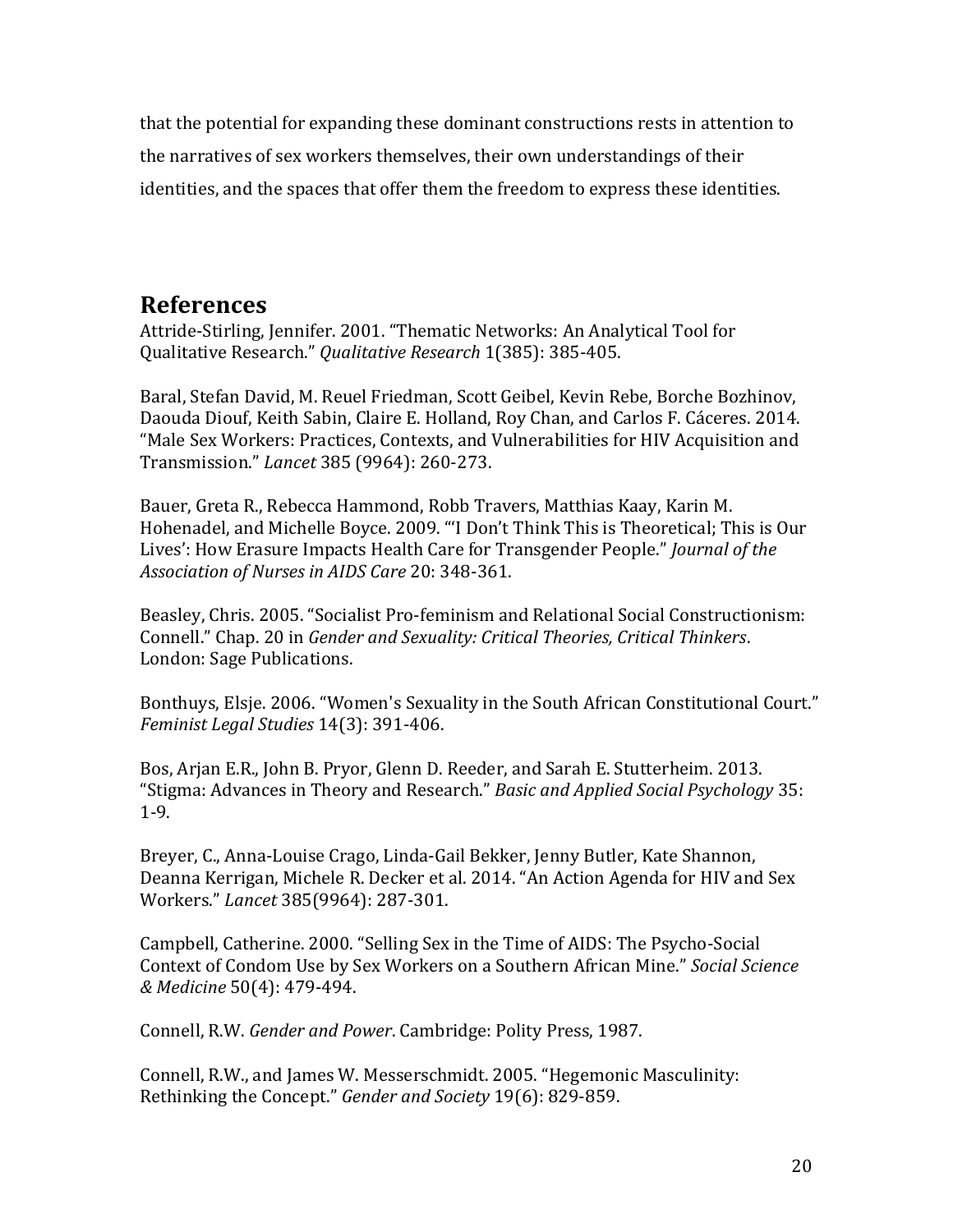that the potential for expanding these dominant constructions rests in attention to the narratives of sex workers themselves, their own understandings of their identities, and the spaces that offer them the freedom to express these identities.

## References

Attride-Stirling, Jennifer. 2001. "Thematic Networks: An Analytical Tool for Qualitative Research." *Qualitative Research* 1(385): 385-405.

Baral, Stefan David, M. Reuel Friedman, Scott Geibel, Kevin Rebe, Borche Bozhinov, Daouda Diouf, Keith Sabin, Claire E. Holland, Roy Chan, and Carlos F. Cáceres. 2014. "Male Sex Workers: Practices, Contexts, and Vulnerabilities for HIV Acquisition and Transmission." *Lancet* 385 (9964): 260-273.

Bauer, Greta R., Rebecca Hammond, Robb Travers, Matthias Kaay, Karin M. Hohenadel, and Michelle Boyce. 2009. "'I Don't Think This is Theoretical; This is Our Lives': How Erasure Impacts Health Care for Transgender People." *Journal of the Association of Nurses in AIDS Care* 20: 348-361.

Beasley, Chris. 2005. "Socialist Pro-feminism and Relational Social Constructionism: Connell." Chap. 20 in *Gender and Sexuality: Critical Theories, Critical Thinkers*. London: Sage Publications.

Bonthuys, Elsje. 2006. "Women's Sexuality in the South African Constitutional Court." *Feminist Legal Studies* 14(3): 391-406.

Bos, Arjan E.R., John B. Pryor, Glenn D. Reeder, and Sarah E. Stutterheim. 2013. "Stigma: Advances in Theory and Research." *Basic and Applied Social Psychology* 35: 1-9.

Breyer, C., Anna-Louise Crago, Linda-Gail Bekker, Jenny Butler, Kate Shannon, Deanna Kerrigan, Michele R. Decker et al. 2014. "An Action Agenda for HIV and Sex Workers." *Lancet* 385(9964): 287-301.

Campbell, Catherine. 2000. "Selling Sex in the Time of AIDS: The Psycho-Social Context of Condom Use by Sex Workers on a Southern African Mine." *Social Science & Medicine* 50(4): 479-494.

Connell, R.W. *Gender and Power*. Cambridge: Polity Press, 1987.

Connell, R.W., and James W. Messerschmidt. 2005. "Hegemonic Masculinity: Rethinking the Concept." *Gender and Society* 19(6): 829-859.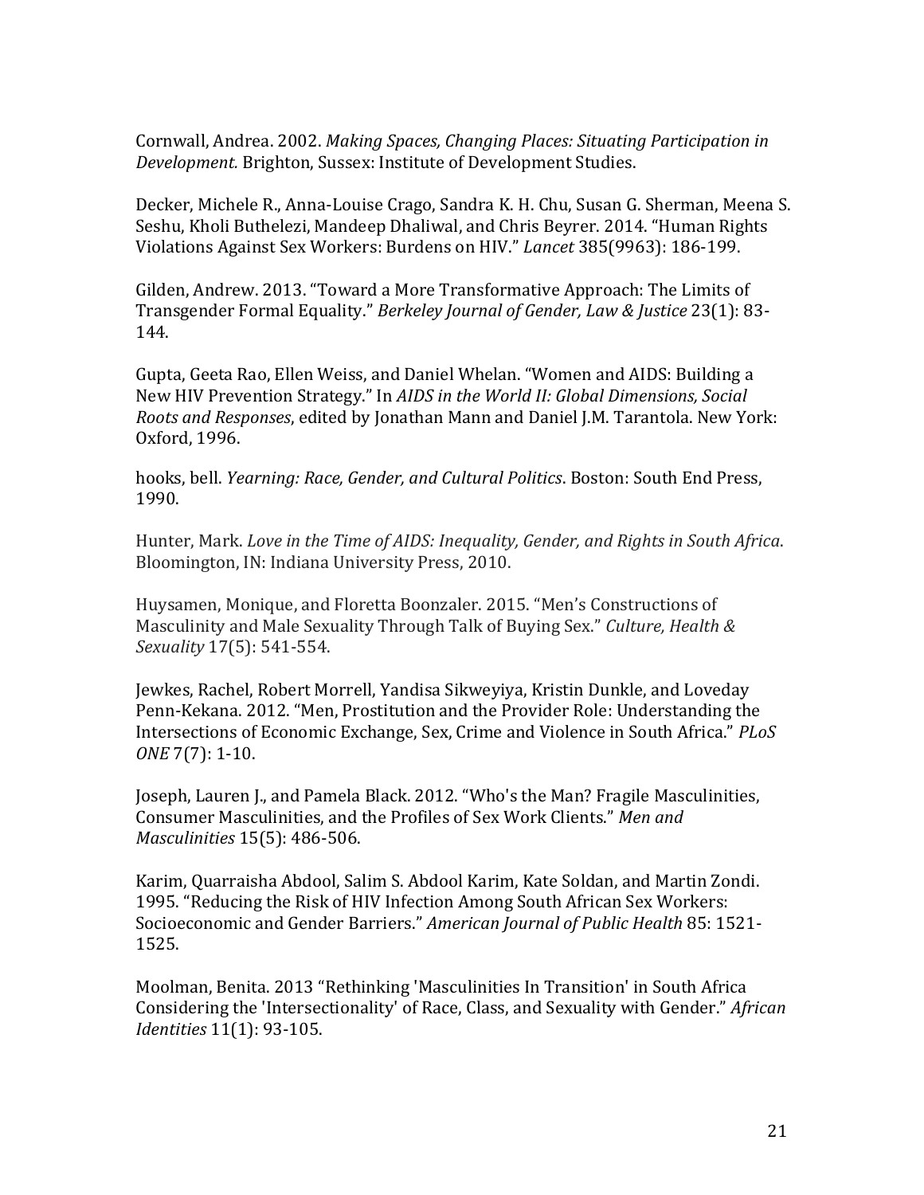Cornwall, Andrea. 2002. *Making Spaces, Changing Places: Situating Participation in Development.* Brighton, Sussex: Institute of Development Studies.

Decker, Michele R., Anna-Louise Crago, Sandra K. H. Chu, Susan G. Sherman, Meena S. Seshu, Kholi Buthelezi, Mandeep Dhaliwal, and Chris Beyrer. 2014. "Human Rights Violations Against Sex Workers: Burdens on HIV." *Lancet* 385(9963): 186-199.

Gilden, Andrew. 2013. "Toward a More Transformative Approach: The Limits of Transgender Formal Equality." *Berkeley Journal of Gender, Law & Justice* 23(1): 83-144.

Gupta, Geeta Rao, Ellen Weiss, and Daniel Whelan. "Women and AIDS: Building a New HIV Prevention Strategy." In *AIDS in the World II: Global Dimensions, Social Roots and Responses*, edited by Jonathan Mann and Daniel J.M. Tarantola. New York: Oxford, 1996.

hooks, bell. *Yearning: Race, Gender, and Cultural Politics*. Boston: South End Press, 1990.

Hunter, Mark. *Love in the Time of AIDS: Inequality, Gender, and Rights in South Africa*. Bloomington, IN: Indiana University Press, 2010.

Huysamen, Monique, and Floretta Boonzaler. 2015. "Men's Constructions of Masculinity and Male Sexuality Through Talk of Buying Sex." *Culture, Health & Sexuality* 17(5): 541-554.

Jewkes, Rachel, Robert Morrell, Yandisa Sikweyiya, Kristin Dunkle, and Loveday Penn-Kekana. 2012. "Men, Prostitution and the Provider Role: Understanding the Intersections of Economic Exchange, Sex, Crime and Violence in South Africa." *PLoS ONE* 7(7): 1-10.

Joseph, Lauren J., and Pamela Black. 2012. "Who's the Man? Fragile Masculinities, Consumer Masculinities, and the Profiles of Sex Work Clients." *Men and Masculinities* 15(5): 486-506.

Karim, Quarraisha Abdool, Salim S. Abdool Karim, Kate Soldan, and Martin Zondi. 1995. "Reducing the Risk of HIV Infection Among South African Sex Workers: Socioeconomic and Gender Barriers." *American Journal of Public Health* 85: 1521-1525.

Moolman, Benita. 2013 "Rethinking 'Masculinities In Transition' in South Africa Considering the 'Intersectionality' of Race, Class, and Sexuality with Gender." *African Identities* 11(1): 93-105.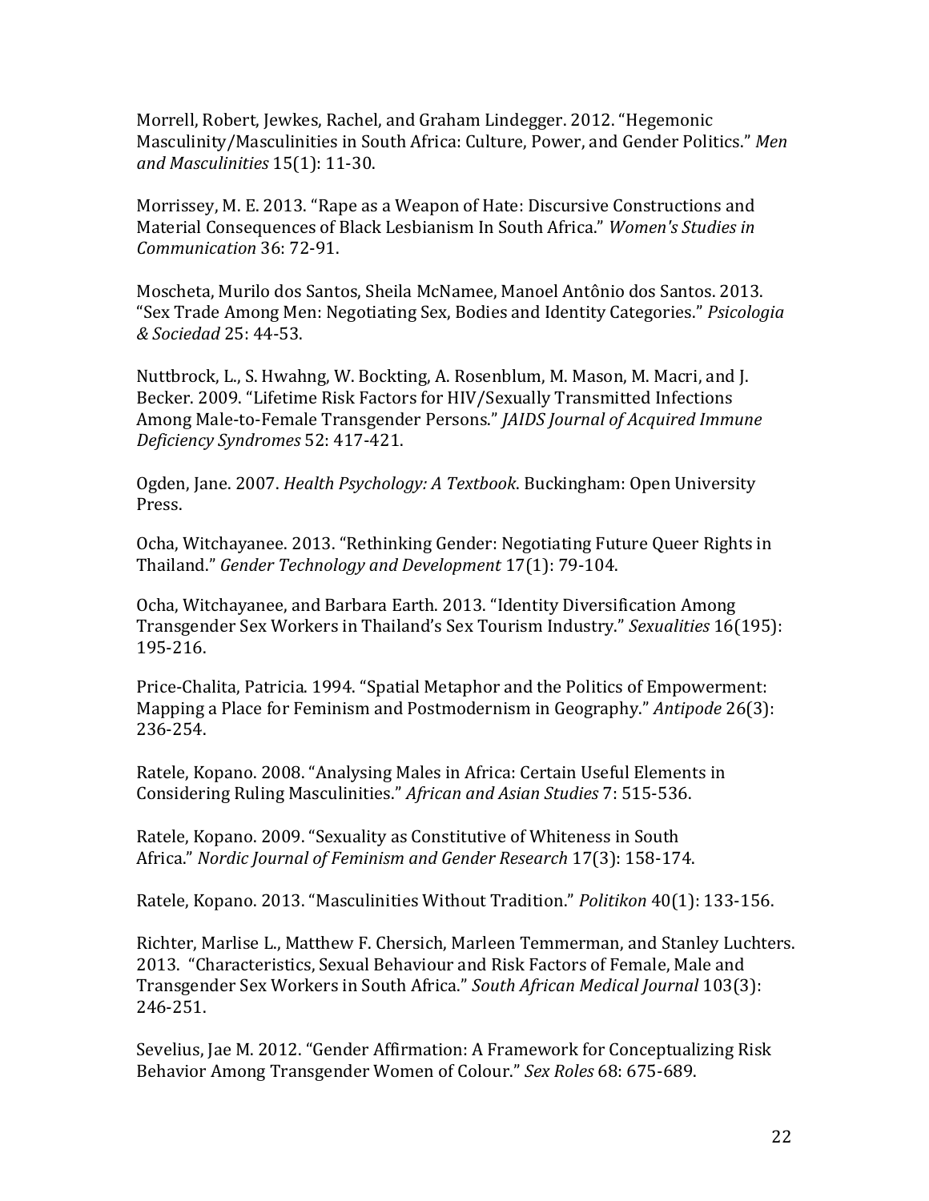Morrell, Robert, Jewkes, Rachel, and Graham Lindegger. 2012. "Hegemonic Masculinity/Masculinities in South Africa: Culture, Power, and Gender Politics." *Men and Masculinities* 15(1): 11-30.

Morrissey, M. E. 2013. "Rape as a Weapon of Hate: Discursive Constructions and Material Consequences of Black Lesbianism In South Africa." *Women's Studies in Communication* 36: 72-91.

Moscheta, Murilo dos Santos, Sheila McNamee, Manoel Antônio dos Santos. 2013. "Sex Trade Among Men: Negotiating Sex, Bodies and Identity Categories." *Psicologia & Sociedad* 25: 44-53.

Nuttbrock, L., S. Hwahng, W. Bockting, A. Rosenblum, M. Mason, M. Macri, and J. Becker. 2009. "Lifetime Risk Factors for HIV/Sexually Transmitted Infections Among Male-to-Female Transgender Persons." *JAIDS Journal of Acquired Immune Deficiency Syndromes* 52: 417-421.

Ogden, Jane. 2007. *Health Psychology: A Textbook*. Buckingham: Open University Press.

Ocha, Witchayanee. 2013. "Rethinking Gender: Negotiating Future Queer Rights in Thailand." *Gender Technology and Development* 17(1): 79-104.

Ocha, Witchayanee, and Barbara Earth. 2013. "Identity Diversification Among Transgender Sex Workers in Thailand's Sex Tourism Industry." *Sexualities* 16(195): 195-216.

Price-Chalita, Patricia. 1994. "Spatial Metaphor and the Politics of Empowerment: Mapping a Place for Feminism and Postmodernism in Geography." *Antipode* 26(3): 236-254.

Ratele, Kopano. 2008. "Analysing Males in Africa: Certain Useful Elements in Considering Ruling Masculinities." *African and Asian Studies* 7: 515-536.

Ratele, Kopano. 2009. "Sexuality as Constitutive of Whiteness in South Africa." *Nordic Journal of Feminism and Gender Research* 17(3): 158-174.

Ratele, Kopano. 2013. "Masculinities Without Tradition." *Politikon* 40(1): 133-156.

Richter, Marlise L., Matthew F. Chersich, Marleen Temmerman, and Stanley Luchters. 2013. "Characteristics, Sexual Behaviour and Risk Factors of Female, Male and Transgender Sex Workers in South Africa." *South African Medical Journal* 103(3): 246-251.

Sevelius, Jae M. 2012. "Gender Affirmation: A Framework for Conceptualizing Risk Behavior Among Transgender Women of Colour." *Sex Roles* 68: 675-689.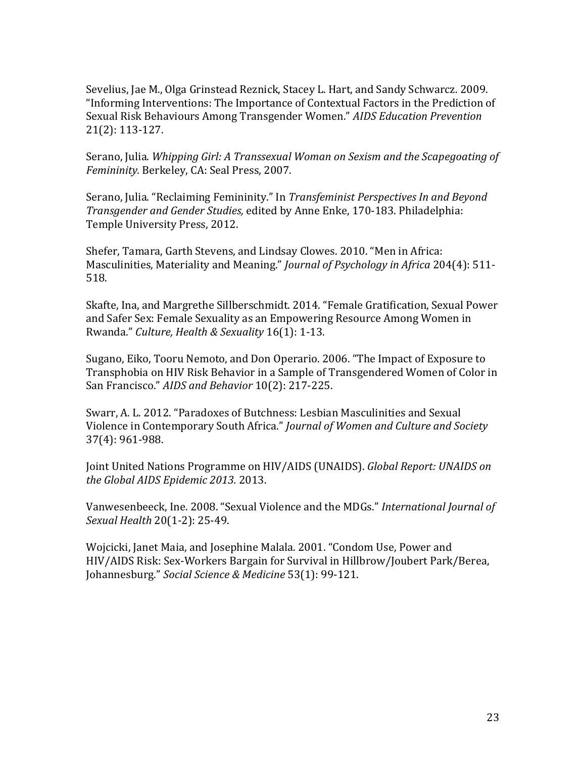Sevelius, Jae M., Olga Grinstead Reznick, Stacey L. Hart, and Sandy Schwarcz. 2009. "Informing Interventions: The Importance of Contextual Factors in the Prediction of Sexual Risk Behaviours Among Transgender Women." *AIDS Education Prevention* 21(2): 113-127.

Serano, Julia. *Whipping Girl: A Transsexual Woman on Sexism and the Scapegoating of Femininity.* Berkeley, CA: Seal Press, 2007.

Serano, Julia. "Reclaiming Femininity." In *Transfeminist Perspectives In and Beyond Transgender and Gender Studies,* edited by Anne Enke, 170-183. Philadelphia: Temple University Press, 2012.

Shefer, Tamara, Garth Stevens, and Lindsay Clowes. 2010. "Men in Africa: Masculinities, Materiality and Meaning." *Journal of Psychology in Africa* 204(4): 511-518.

Skafte, Ina, and Margrethe Sillberschmidt. 2014. "Female Gratification, Sexual Power and Safer Sex: Female Sexuality as an Empowering Resource Among Women in Rwanda." *Culture, Health & Sexuality* 16(1): 1-13.

Sugano, Eiko, Tooru Nemoto, and Don Operario. 2006. "The Impact of Exposure to Transphobia on HIV Risk Behavior in a Sample of Transgendered Women of Color in San Francisco." *AIDS and Behavior* 10(2): 217-225.

Swarr, A. L. 2012. "Paradoxes of Butchness: Lesbian Masculinities and Sexual Violence in Contemporary South Africa." *Journal of Women and Culture and Society* 37(4): 961-988.

Joint United Nations Programme on HIV/AIDS (UNAIDS). *Global Report: UNAIDS on the Global AIDS Epidemic 2013.* 2013.

Vanwesenbeeck, Ine. 2008. "Sexual Violence and the MDGs." *International Journal of Sexual Health* 20(1-2): 25-49.

Wojcicki, Janet Maia, and Josephine Malala. 2001. "Condom Use, Power and HIV/AIDS Risk: Sex-Workers Bargain for Survival in Hillbrow/Joubert Park/Berea, Johannesburg." *Social Science & Medicine* 53(1): 99-121.